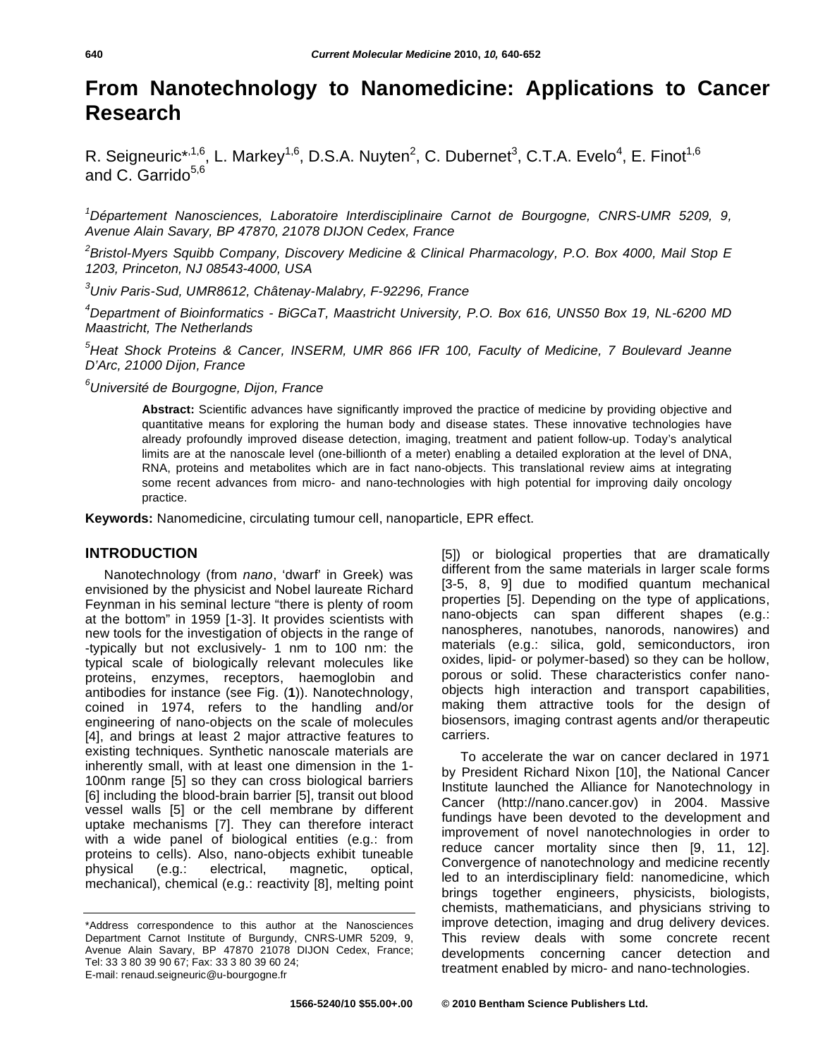# From Nanotechnology to Nanomedicine: Applications to Cancer Research

R. Seigneuric*[,1,6], L. Markey[1,6], D.S.A. Nuyten[2], C. Dubernet[3], C.T.A. Evelo[4], E. Finot[1,6] and C. Garrido[5,6]

[1]*Département Nanosciences, Laboratoire Interdisciplinaire Carnot de Bourgogne, CNRS-UMR 5209, 9, Avenue Alain Savary, BP 47870, 21078 DIJON Cedex, France*

[2]*Bristol-Myers Squibb Company, Discovery Medicine & Clinical Pharmacology, P.O. Box 4000, Mail Stop E 1203, Princeton, NJ 08543-4000, USA*

[3]*Univ Paris-Sud, UMR8612, Châtenay-Malabry, F-92296, France*

[4]*Department of Bioinformatics - BiGCaT, Maastricht University, P.O. Box 616, UNS50 Box 19, NL-6200 MD Maastricht, The Netherlands*

[5]*Heat Shock Proteins & Cancer, INSERM, UMR 866 IFR 100, Faculty of Medicine, 7 Boulevard Jeanne D'Arc, 21000 Dijon, France*

[6]*Université de Bourgogne, Dijon, France*

**Abstract:** Scientific advances have significantly improved the practice of medicine by providing objective and quantitative means for exploring the human body and disease states. These innovative technologies have already profoundly improved disease detection, imaging, treatment and patient follow-up. Today's analytical limits are at the nanoscale level (one-billionth of a meter) enabling a detailed exploration at the level of DNA, RNA, proteins and metabolites which are in fact nano-objects. This translational review aims at integrating some recent advances from micro- and nano-technologies with high potential for improving daily oncology practice.

**Keywords:** Nanomedicine, circulating tumour cell, nanoparticle, EPR effect.

## INTRODUCTION

Nanotechnology (from *nano*, 'dwarf' in Greek) was envisioned by the physicist and Nobel laureate Richard Feynman in his seminal lecture "there is plenty of room at the bottom" in 1959 [1-3]. It provides scientists with new tools for the investigation of objects in the range of -typically but not exclusively- 1 nm to 100 nm: the typical scale of biologically relevant molecules like proteins, enzymes, receptors, haemoglobin and antibodies for instance (see Fig. (**1**)). Nanotechnology, coined in 1974, refers to the handling and/or engineering of nano-objects on the scale of molecules [4], and brings at least 2 major attractive features to existing techniques. Synthetic nanoscale materials are inherently small, with at least one dimension in the 1-100nm range [5] so they can cross biological barriers [6] including the blood-brain barrier [5], transit out blood vessel walls [5] or the cell membrane by different uptake mechanisms [7]. They can therefore interact with a wide panel of biological entities (e.g.: from proteins to cells). Also, nano-objects exhibit tuneable physical (e.g.: electrical, magnetic, optical, mechanical), chemical (e.g.: reactivity [8], melting point [5]) or biological properties that are dramatically different from the same materials in larger scale forms [3-5, 8, 9] due to modified quantum mechanical properties [5]. Depending on the type of applications, nano-objects can span different shapes (e.g.: nanospheres, nanotubes, nanorods, nanowires) and materials (e.g.: silica, gold, semiconductors, iron oxides, lipid- or polymer-based) so they can be hollow, porous or solid. These characteristics confer nano-objects high interaction and transport capabilities, making them attractive tools for the design of biosensors, imaging contrast agents and/or therapeutic carriers.

To accelerate the war on cancer declared in 1971 by President Richard Nixon [10], the National Cancer Institute launched the Alliance for Nanotechnology in Cancer (http://nano.cancer.gov) in 2004. Massive fundings have been devoted to the development and improvement of novel nanotechnologies in order to reduce cancer mortality since then [9, 11, 12]. Convergence of nanotechnology and medicine recently led to an interdisciplinary field: nanomedicine, which brings together engineers, physicists, biologists, chemists, mathematicians, and physicians striving to improve detection, imaging and drug delivery devices. This review deals with some concrete recent developments concerning cancer detection and treatment enabled by micro- and nano-technologies.

*Address correspondence to this author at the Nanosciences Department Carnot Institute of Burgundy, CNRS-UMR 5209, 9, Avenue Alain Savary, BP 47870 21078 DIJON Cedex, France; Tel: 33 3 80 39 90 67; Fax: 33 3 80 39 60 24; E-mail: renaud.seigneuric@u-bourgogne.fr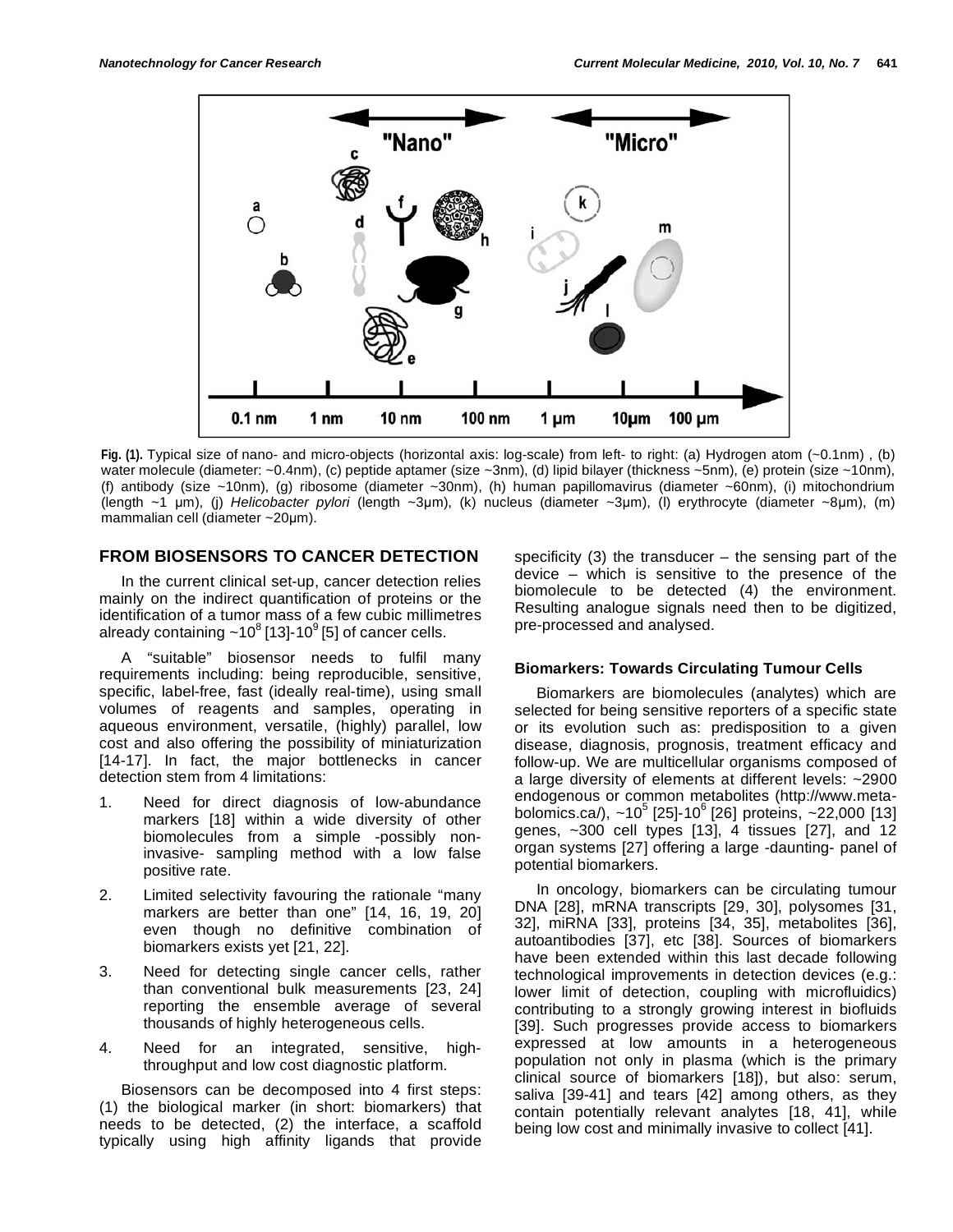Fig. (1). Typical size of nano- and micro-objects (horizontal axis: log-scale) from left- to right: (a) Hydrogen atom (~0.1nm) , (b) water molecule (diameter: ~0.4nm), (c) peptide aptamer (size ~3nm), (d) lipid bilayer (thickness ~5nm), (e) protein (size ~10nm), (f) antibody (size ~10nm), (g) ribosome (diameter ~30nm), (h) human papillomavirus (diameter ~60nm), (i) mitochondrium (length ~1 µm), (j) *Helicobacter pylori* (length ~3µm), (k) nucleus (diameter ~3µm), (l) erythrocyte (diameter ~8µm), (m) mammalian cell (diameter ~20µm).

## FROM BIOSENSORS TO CANCER DETECTION

In the current clinical set-up, cancer detection relies mainly on the indirect quantification of proteins or the identification of a tumor mass of a few cubic millimetres already containing ~$10^8$ [13]-$10^9$ [5] of cancer cells.

A "suitable" biosensor needs to fulfil many requirements including: being reproducible, sensitive, specific, label-free, fast (ideally real-time), using small volumes of reagents and samples, operating in aqueous environment, versatile, (highly) parallel, low cost and also offering the possibility of miniaturization [14-17]. In fact, the major bottlenecks in cancer detection stem from 4 limitations:

1. Need for direct diagnosis of low-abundance markers [18] within a wide diversity of other biomolecules from a simple -possibly non-invasive- sampling method with a low false positive rate.
2. Limited selectivity favouring the rationale "many markers are better than one" [14, 16, 19, 20] even though no definitive combination of biomarkers exists yet [21, 22].
3. Need for detecting single cancer cells, rather than conventional bulk measurements [23, 24] reporting the ensemble average of several thousands of highly heterogeneous cells.
4. Need for an integrated, sensitive, high-throughput and low cost diagnostic platform.

Biosensors can be decomposed into 4 first steps: (1) the biological marker (in short: biomarkers) that needs to be detected, (2) the interface, a scaffold typically using high affinity ligands that provide specificity (3) the transducer – the sensing part of the device – which is sensitive to the presence of the biomolecule to be detected (4) the environment. Resulting analogue signals need then to be digitized, pre-processed and analysed.

### Biomarkers: Towards Circulating Tumour Cells

Biomarkers are biomolecules (analytes) which are selected for being sensitive reporters of a specific state or its evolution such as: predisposition to a given disease, diagnosis, prognosis, treatment efficacy and follow-up. We are multicellular organisms composed of a large diversity of elements at different levels: ~2900 endogenous or common metabolites (http://www.metabolomics.ca/), ~$10^5$ [25]-$10^6$ [26] proteins, ~22,000 [13] genes, ~300 cell types [13], 4 tissues [27], and 12 organ systems [27] offering a large -daunting- panel of potential biomarkers.

In oncology, biomarkers can be circulating tumour DNA [28], mRNA transcripts [29, 30], polysomes [31, 32], miRNA [33], proteins [34, 35], metabolites [36], autoantibodies [37], etc [38]. Sources of biomarkers have been extended within this last decade following technological improvements in detection devices (e.g.: lower limit of detection, coupling with microfluidics) contributing to a strongly growing interest in biofluids [39]. Such progresses provide access to biomarkers expressed at low amounts in a heterogeneous population not only in plasma (which is the primary clinical source of biomarkers [18]), but also: serum, saliva [39-41] and tears [42] among others, as they contain potentially relevant analytes [18, 41], while being low cost and minimally invasive to collect [41].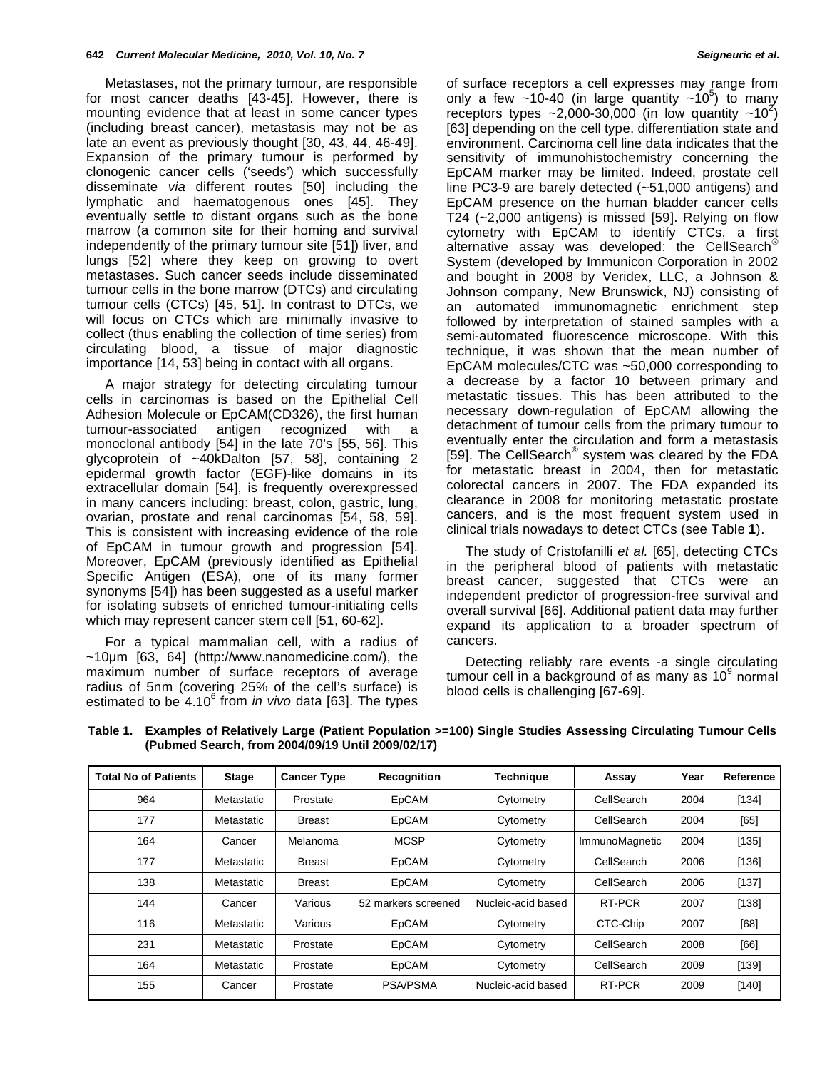Metastases, not the primary tumour, are responsible for most cancer deaths [43-45]. However, there is mounting evidence that at least in some cancer types (including breast cancer), metastasis may not be as late an event as previously thought [30, 43, 44, 46-49]. Expansion of the primary tumour is performed by clonogenic cancer cells ('seeds') which successfully disseminate *via* different routes [50] including the lymphatic and haematogenous ones [45]. They eventually settle to distant organs such as the bone marrow (a common site for their homing and survival independently of the primary tumour site [51]) liver, and lungs [52] where they keep on growing to overt metastases. Such cancer seeds include disseminated tumour cells in the bone marrow (DTCs) and circulating tumour cells (CTCs) [45, 51]. In contrast to DTCs, we will focus on CTCs which are minimally invasive to collect (thus enabling the collection of time series) from circulating blood, a tissue of major diagnostic importance [14, 53] being in contact with all organs.

A major strategy for detecting circulating tumour cells in carcinomas is based on the Epithelial Cell Adhesion Molecule or EpCAM(CD326), the first human tumour-associated antigen recognized with a monoclonal antibody [54] in the late 70's [55, 56]. This glycoprotein of ~40kDalton [57, 58], containing 2 epidermal growth factor (EGF)-like domains in its extracellular domain [54], is frequently overexpressed in many cancers including: breast, colon, gastric, lung, ovarian, prostate and renal carcinomas [54, 58, 59]. This is consistent with increasing evidence of the role of EpCAM in tumour growth and progression [54]. Moreover, EpCAM (previously identified as Epithelial Specific Antigen (ESA), one of its many former synonyms [54]) has been suggested as a useful marker for isolating subsets of enriched tumour-initiating cells which may represent cancer stem cell [51, 60-62].

For a typical mammalian cell, with a radius of ~10µm [63, 64] (http://www.nanomedicine.com/), the maximum number of surface receptors of average radius of 5nm (covering 25% of the cell's surface) is estimated to be $4.10^6$ from *in vivo* data [63]. The types of surface receptors a cell expresses may range from only a few ~10-40 (in large quantity $\sim10^5$) to many receptors types ~2,000-30,000 (in low quantity $\sim10^2$) [63] depending on the cell type, differentiation state and environment. Carcinoma cell line data indicates that the sensitivity of immunohistochemistry concerning the EpCAM marker may be limited. Indeed, prostate cell line PC3-9 are barely detected (~51,000 antigens) and EpCAM presence on the human bladder cancer cells T24 (~2,000 antigens) is missed [59]. Relying on flow cytometry with EpCAM to identify CTCs, a first alternative assay was developed: the CellSearch® System (developed by Immunicon Corporation in 2002 and bought in 2008 by Veridex, LLC, a Johnson & Johnson company, New Brunswick, NJ) consisting of an automated immunomagnetic enrichment step followed by interpretation of stained samples with a semi-automated fluorescence microscope. With this technique, it was shown that the mean number of EpCAM molecules/CTC was ~50,000 corresponding to a decrease by a factor 10 between primary and metastatic tissues. This has been attributed to the necessary down-regulation of EpCAM allowing the detachment of tumour cells from the primary tumour to eventually enter the circulation and form a metastasis [59]. The CellSearch® system was cleared by the FDA for metastatic breast in 2004, then for metastatic colorectal cancers in 2007. The FDA expanded its clearance in 2008 for monitoring metastatic prostate cancers, and is the most frequent system used in clinical trials nowadays to detect CTCs (see Table **1**).

The study of Cristofanilli *et al.* [65], detecting CTCs in the peripheral blood of patients with metastatic breast cancer, suggested that CTCs were an independent predictor of progression-free survival and overall survival [66]. Additional patient data may further expand its application to a broader spectrum of cancers.

Detecting reliably rare events -a single circulating tumour cell in a background of as many as $10^9$ normal blood cells is challenging [67-69].

**Table 1. Examples of Relatively Large (Patient Population >=100) Single Studies Assessing Circulating Tumour Cells (Pubmed Search, from 2004/09/19 Until 2009/02/17)**

| Total No of Patients | Stage | Cancer Type | Recognition | Technique | Assay | Year | Reference |
|---|---|---|---|---|---|---|---|
| 964 | Metastatic | Prostate | EpCAM | Cytometry | CellSearch | 2004 | [134] |
| 177 | Metastatic | Breast | EpCAM | Cytometry | CellSearch | 2004 | [65] |
| 164 | Cancer | Melanoma | MCSP | Cytometry | ImmunoMagnetic | 2004 | [135] |
| 177 | Metastatic | Breast | EpCAM | Cytometry | CellSearch | 2006 | [136] |
| 138 | Metastatic | Breast | EpCAM | Cytometry | CellSearch | 2006 | [137] |
| 144 | Cancer | Various | 52 markers screened | Nucleic-acid based | RT-PCR | 2007 | [138] |
| 116 | Metastatic | Various | EpCAM | Cytometry | CTC-Chip | 2007 | [68] |
| 231 | Metastatic | Prostate | EpCAM | Cytometry | CellSearch | 2008 | [66] |
| 164 | Metastatic | Prostate | EpCAM | Cytometry | CellSearch | 2009 | [139] |
| 155 | Cancer | Prostate | PSA/PSMA | Nucleic-acid based | RT-PCR | 2009 | [140] |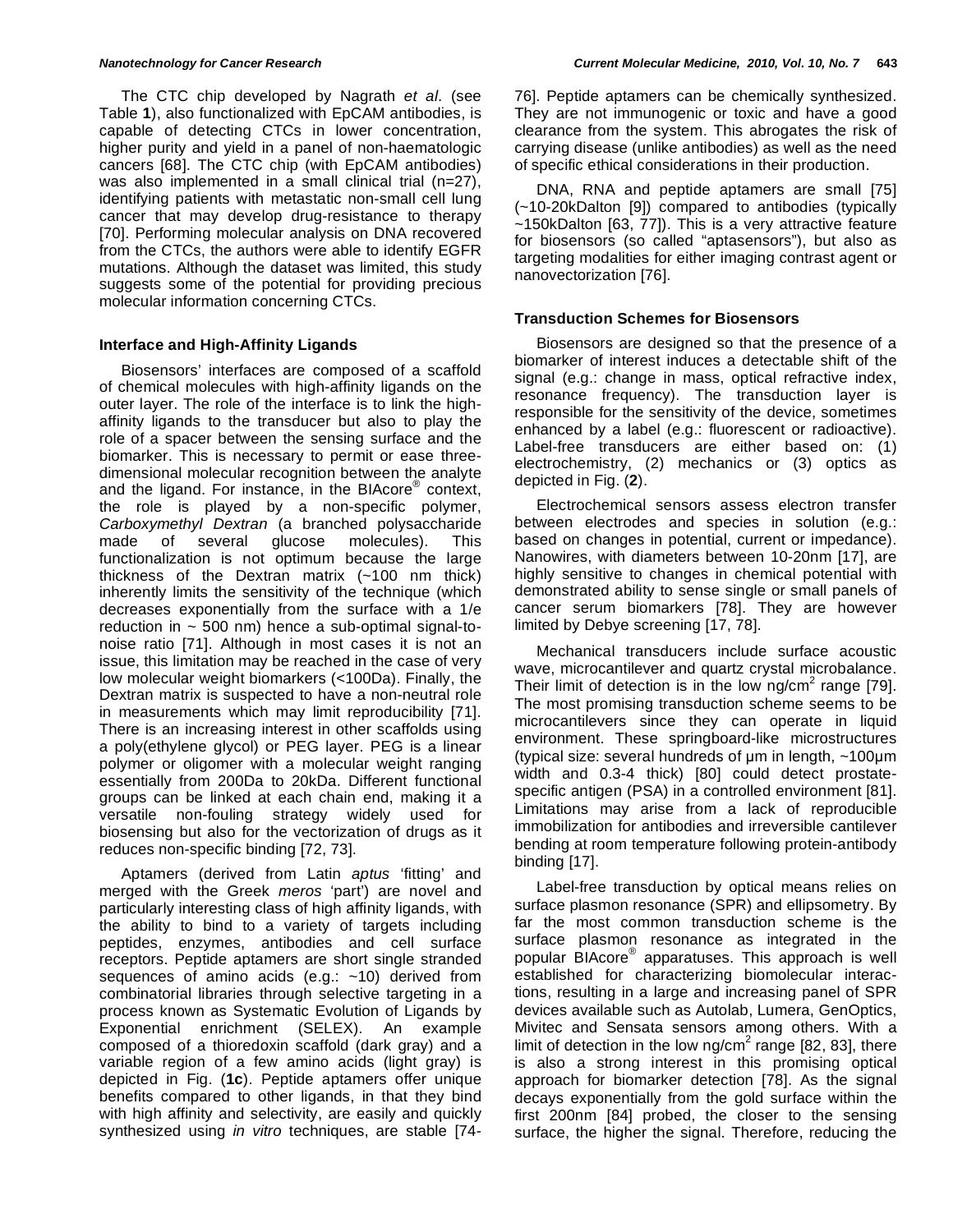The CTC chip developed by Nagrath *et al*. (see Table **1**), also functionalized with EpCAM antibodies, is capable of detecting CTCs in lower concentration, higher purity and yield in a panel of non-haematologic cancers [68]. The CTC chip (with EpCAM antibodies) was also implemented in a small clinical trial (n=27), identifying patients with metastatic non-small cell lung cancer that may develop drug-resistance to therapy [70]. Performing molecular analysis on DNA recovered from the CTCs, the authors were able to identify EGFR mutations. Although the dataset was limited, this study suggests some of the potential for providing precious molecular information concerning CTCs.

### Interface and High-Affinity Ligands

Biosensors' interfaces are composed of a scaffold of chemical molecules with high-affinity ligands on the outer layer. The role of the interface is to link the high-affinity ligands to the transducer but also to play the role of a spacer between the sensing surface and the biomarker. This is necessary to permit or ease three-dimensional molecular recognition between the analyte and the ligand. For instance, in the BIAcore® context, the role is played by a non-specific polymer, *Carboxymethyl Dextran* (a branched polysaccharide made of several glucose molecules). This functionalization is not optimum because the large thickness of the Dextran matrix (~100 nm thick) inherently limits the sensitivity of the technique (which decreases exponentially from the surface with a 1/e reduction in ~ 500 nm) hence a sub-optimal signal-to-noise ratio [71]. Although in most cases it is not an issue, this limitation may be reached in the case of very low molecular weight biomarkers (<100Da). Finally, the Dextran matrix is suspected to have a non-neutral role in measurements which may limit reproducibility [71]. There is an increasing interest in other scaffolds using a poly(ethylene glycol) or PEG layer. PEG is a linear polymer or oligomer with a molecular weight ranging essentially from 200Da to 20kDa. Different functional groups can be linked at each chain end, making it a versatile non-fouling strategy widely used for biosensing but also for the vectorization of drugs as it reduces non-specific binding [72, 73].

Aptamers (derived from Latin *aptus* 'fitting' and merged with the Greek *meros* 'part') are novel and particularly interesting class of high affinity ligands, with the ability to bind to a variety of targets including peptides, enzymes, antibodies and cell surface receptors. Peptide aptamers are short single stranded sequences of amino acids (e.g.: ~10) derived from combinatorial libraries through selective targeting in a process known as Systematic Evolution of Ligands by Exponential enrichment (SELEX). An example composed of a thioredoxin scaffold (dark gray) and a variable region of a few amino acids (light gray) is depicted in Fig. (**1c**). Peptide aptamers offer unique benefits compared to other ligands, in that they bind with high affinity and selectivity, are easily and quickly synthesized using *in vitro* techniques, are stable [74-76]. Peptide aptamers can be chemically synthesized. They are not immunogenic or toxic and have a good clearance from the system. This abrogates the risk of carrying disease (unlike antibodies) as well as the need of specific ethical considerations in their production.

DNA, RNA and peptide aptamers are small [75] (~10-20kDalton [9]) compared to antibodies (typically ~150kDalton [63, 77]). This is a very attractive feature for biosensors (so called "aptasensors"), but also as targeting modalities for either imaging contrast agent or nanovectorization [76].

### Transduction Schemes for Biosensors

Biosensors are designed so that the presence of a biomarker of interest induces a detectable shift of the signal (e.g.: change in mass, optical refractive index, resonance frequency). The transduction layer is responsible for the sensitivity of the device, sometimes enhanced by a label (e.g.: fluorescent or radioactive). Label-free transducers are either based on: (1) electrochemistry, (2) mechanics or (3) optics as depicted in Fig. (**2**).

Electrochemical sensors assess electron transfer between electrodes and species in solution (e.g.: based on changes in potential, current or impedance). Nanowires, with diameters between 10-20nm [17], are highly sensitive to changes in chemical potential with demonstrated ability to sense single or small panels of cancer serum biomarkers [78]. They are however limited by Debye screening [17, 78].

Mechanical transducers include surface acoustic wave, microcantilever and quartz crystal microbalance. Their limit of detection is in the low ng/cm$^2$ range [79]. The most promising transduction scheme seems to be microcantilevers since they can operate in liquid environment. These springboard-like microstructures (typical size: several hundreds of µm in length, ~100µm width and 0.3-4 thick) [80] could detect prostate-specific antigen (PSA) in a controlled environment [81]. Limitations may arise from a lack of reproducible immobilization for antibodies and irreversible cantilever bending at room temperature following protein-antibody binding [17].

Label-free transduction by optical means relies on surface plasmon resonance (SPR) and ellipsometry. By far the most common transduction scheme is the surface plasmon resonance as integrated in the popular BIAcore® apparatuses. This approach is well established for characterizing biomolecular interactions, resulting in a large and increasing panel of SPR devices available such as Autolab, Lumera, GenOptics, Mivitec and Sensata sensors among others. With a limit of detection in the low ng/cm$^2$ range [82, 83], there is also a strong interest in this promising optical approach for biomarker detection [78]. As the signal decays exponentially from the gold surface within the first 200nm [84] probed, the closer to the sensing surface, the higher the signal. Therefore, reducing the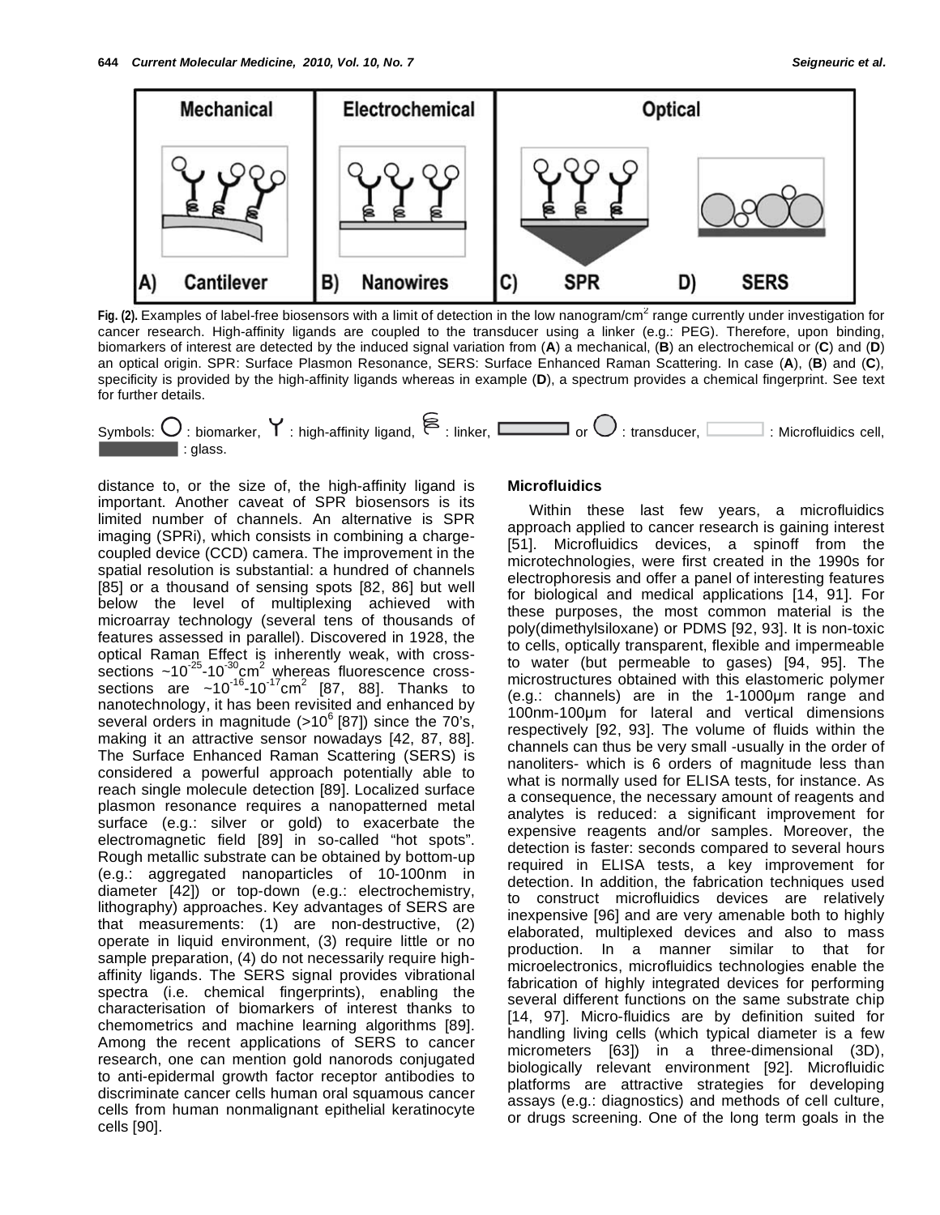**Fig. (2).** Examples of label-free biosensors with a limit of detection in the low nanogram/cm$^2$ range currently under investigation for cancer research. High-affinity ligands are coupled to the transducer using a linker (e.g.: PEG). Therefore, upon binding, biomarkers of interest are detected by the induced signal variation from (**A**) a mechanical, (**B**) an electrochemical or (**C**) and (**D**) an optical origin. SPR: Surface Plasmon Resonance, SERS: Surface Enhanced Raman Scattering. In case (**A**), (**B**) and (**C**), specificity is provided by the high-affinity ligands whereas in example (**D**), a spectrum provides a chemical fingerprint. See text for further details.

Symbols: ○ : biomarker, Y : high-affinity ligand, linker, or ○ : transducer, : Microfluidics cell, : glass.

distance to, or the size of, the high-affinity ligand is important. Another caveat of SPR biosensors is its limited number of channels. An alternative is SPR imaging (SPRi), which consists in combining a charge-coupled device (CCD) camera. The improvement in the spatial resolution is substantial: a hundred of channels [85] or a thousand of sensing spots [82, 86] but well below the level of multiplexing achieved with microarray technology (several tens of thousands of features assessed in parallel). Discovered in 1928, the optical Raman Effect is inherently weak, with cross-sections ~$10^{-25}$-$10^{-30}$cm$^2$ whereas fluorescence cross-sections are ~$10^{-16}$-$10^{-17}$cm$^2$ [87, 88]. Thanks to nanotechnology, it has been revisited and enhanced by several orders in magnitude (>$10^6$ [87]) since the 70's, making it an attractive sensor nowadays [42, 87, 88]. The Surface Enhanced Raman Scattering (SERS) is considered a powerful approach potentially able to reach single molecule detection [89]. Localized surface plasmon resonance requires a nanopatterned metal surface (e.g.: silver or gold) to exacerbate the electromagnetic field [89] in so-called "hot spots". Rough metallic substrate can be obtained by bottom-up (e.g.: aggregated nanoparticles of 10-100nm in diameter [42]) or top-down (e.g.: electrochemistry, lithography) approaches. Key advantages of SERS are that measurements: (1) are non-destructive, (2) operate in liquid environment, (3) require little or no sample preparation, (4) do not necessarily require high-affinity ligands. The SERS signal provides vibrational spectra (i.e. chemical fingerprints), enabling the characterisation of biomarkers of interest thanks to chemometrics and machine learning algorithms [89]. Among the recent applications of SERS to cancer research, one can mention gold nanorods conjugated to anti-epidermal growth factor receptor antibodies to discriminate cancer cells human oral squamous cancer cells from human nonmalignant epithelial keratinocyte cells [90].

### Microfluidics

Within these last few years, a microfluidics approach applied to cancer research is gaining interest [51]. Microfluidics devices, a spinoff from the microtechnologies, were first created in the 1990s for electrophoresis and offer a panel of interesting features for biological and medical applications [14, 91]. For these purposes, the most common material is the poly(dimethylsiloxane) or PDMS [92, 93]. It is non-toxic to cells, optically transparent, flexible and impermeable to water (but permeable to gases) [94, 95]. The microstructures obtained with this elastomeric polymer (e.g.: channels) are in the 1-1000µm range and 100nm-100µm for lateral and vertical dimensions respectively [92, 93]. The volume of fluids within the channels can thus be very small -usually in the order of nanoliters- which is 6 orders of magnitude less than what is normally used for ELISA tests, for instance. As a consequence, the necessary amount of reagents and analytes is reduced: a significant improvement for expensive reagents and/or samples. Moreover, the detection is faster: seconds compared to several hours required in ELISA tests, a key improvement for detection. In addition, the fabrication techniques used to construct microfluidics devices are relatively inexpensive [96] and are very amenable both to highly elaborated, multiplexed devices and also to mass production. In a manner similar to that for microelectronics, microfluidics technologies enable the fabrication of highly integrated devices for performing several different functions on the same substrate chip [14, 97]. Micro-fluidics are by definition suited for handling living cells (which typical diameter is a few micrometers [63]) in a three-dimensional (3D), biologically relevant environment [92]. Microfluidic platforms are attractive strategies for developing assays (e.g.: diagnostics) and methods of cell culture, or drugs screening. One of the long term goals in the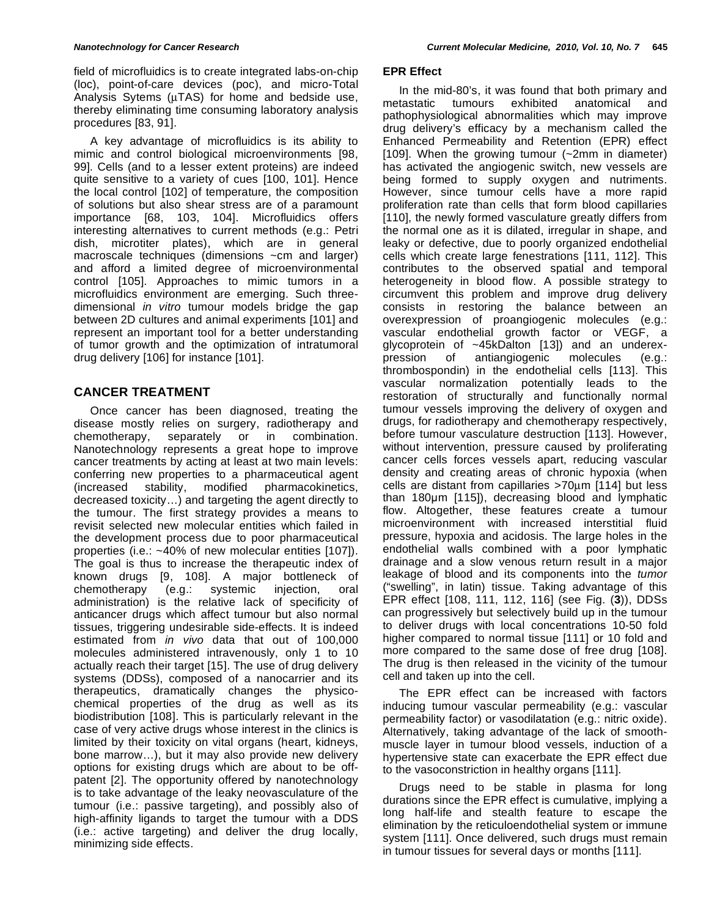field of microfluidics is to create integrated labs-on-chip (loc), point-of-care devices (poc), and micro-Total Analysis Sytems (μTAS) for home and bedside use, thereby eliminating time consuming laboratory analysis procedures [83, 91].

A key advantage of microfluidics is its ability to mimic and control biological microenvironments [98, 99]. Cells (and to a lesser extent proteins) are indeed quite sensitive to a variety of cues [100, 101]. Hence the local control [102] of temperature, the composition of solutions but also shear stress are of a paramount importance [68, 103, 104]. Microfluidics offers interesting alternatives to current methods (e.g.: Petri dish, microtiter plates), which are in general macroscale techniques (dimensions ~cm and larger) and afford a limited degree of microenvironmental control [105]. Approaches to mimic tumors in a microfluidics environment are emerging. Such three-dimensional *in vitro* tumour models bridge the gap between 2D cultures and animal experiments [101] and represent an important tool for a better understanding of tumor growth and the optimization of intratumoral drug delivery [106] for instance [101].

## CANCER TREATMENT

Once cancer has been diagnosed, treating the disease mostly relies on surgery, radiotherapy and chemotherapy, separately or in combination. Nanotechnology represents a great hope to improve cancer treatments by acting at least at two main levels: conferring new properties to a pharmaceutical agent (increased stability, modified pharmacokinetics, decreased toxicity…) and targeting the agent directly to the tumour. The first strategy provides a means to revisit selected new molecular entities which failed in the development process due to poor pharmaceutical properties (i.e.: ~40% of new molecular entities [107]). The goal is thus to increase the therapeutic index of known drugs [9, 108]. A major bottleneck of chemotherapy (e.g.: systemic injection, oral administration) is the relative lack of specificity of anticancer drugs which affect tumour but also normal tissues, triggering undesirable side-effects. It is indeed estimated from *in vivo* data that out of 100,000 molecules administered intravenously, only 1 to 10 actually reach their target [15]. The use of drug delivery systems (DDSs), composed of a nanocarrier and its therapeutics, dramatically changes the physico-chemical properties of the drug as well as its biodistribution [108]. This is particularly relevant in the case of very active drugs whose interest in the clinics is limited by their toxicity on vital organs (heart, kidneys, bone marrow…), but it may also provide new delivery options for existing drugs which are about to be off-patent [2]. The opportunity offered by nanotechnology is to take advantage of the leaky neovasculature of the tumour (i.e.: passive targeting), and possibly also of high-affinity ligands to target the tumour with a DDS (i.e.: active targeting) and deliver the drug locally, minimizing side effects.

### EPR Effect

In the mid-80's, it was found that both primary and metastatic tumours exhibited anatomical and pathophysiological abnormalities which may improve drug delivery's efficacy by a mechanism called the Enhanced Permeability and Retention (EPR) effect [109]. When the growing tumour (~2mm in diameter) has activated the angiogenic switch, new vessels are being formed to supply oxygen and nutriments. However, since tumour cells have a more rapid proliferation rate than cells that form blood capillaries [110], the newly formed vasculature greatly differs from the normal one as it is dilated, irregular in shape, and leaky or defective, due to poorly organized endothelial cells which create large fenestrations [111, 112]. This contributes to the observed spatial and temporal heterogeneity in blood flow. A possible strategy to circumvent this problem and improve drug delivery consists in restoring the balance between an overexpression of proangiogenic molecules (e.g.: vascular endothelial growth factor or VEGF, a glycoprotein of ~45kDalton [13]) and an underexpression of antiangiogenic molecules (e.g.: thrombospondin) in the endothelial cells [113]. This vascular normalization potentially leads to the restoration of structurally and functionally normal tumour vessels improving the delivery of oxygen and drugs, for radiotherapy and chemotherapy respectively, before tumour vasculature destruction [113]. However, without intervention, pressure caused by proliferating cancer cells forces vessels apart, reducing vascular density and creating areas of chronic hypoxia (when cells are distant from capillaries >70μm [114] but less than 180μm [115]), decreasing blood and lymphatic flow. Altogether, these features create a tumour microenvironment with increased interstitial fluid pressure, hypoxia and acidosis. The large holes in the endothelial walls combined with a poor lymphatic drainage and a slow venous return result in a major leakage of blood and its components into the *tumor* ("swelling", in latin) tissue. Taking advantage of this EPR effect [108, 111, 112, 116] (see Fig. (**3**)), DDSs can progressively but selectively build up in the tumour to deliver drugs with local concentrations 10-50 fold higher compared to normal tissue [111] or 10 fold and more compared to the same dose of free drug [108]. The drug is then released in the vicinity of the tumour cell and taken up into the cell.

The EPR effect can be increased with factors inducing tumour vascular permeability (e.g.: vascular permeability factor) or vasodilatation (e.g.: nitric oxide). Alternatively, taking advantage of the lack of smooth-muscle layer in tumour blood vessels, induction of a hypertensive state can exacerbate the EPR effect due to the vasoconstriction in healthy organs [111].

Drugs need to be stable in plasma for long durations since the EPR effect is cumulative, implying a long half-life and stealth feature to escape the elimination by the reticuloendothelial system or immune system [111]. Once delivered, such drugs must remain in tumour tissues for several days or months [111].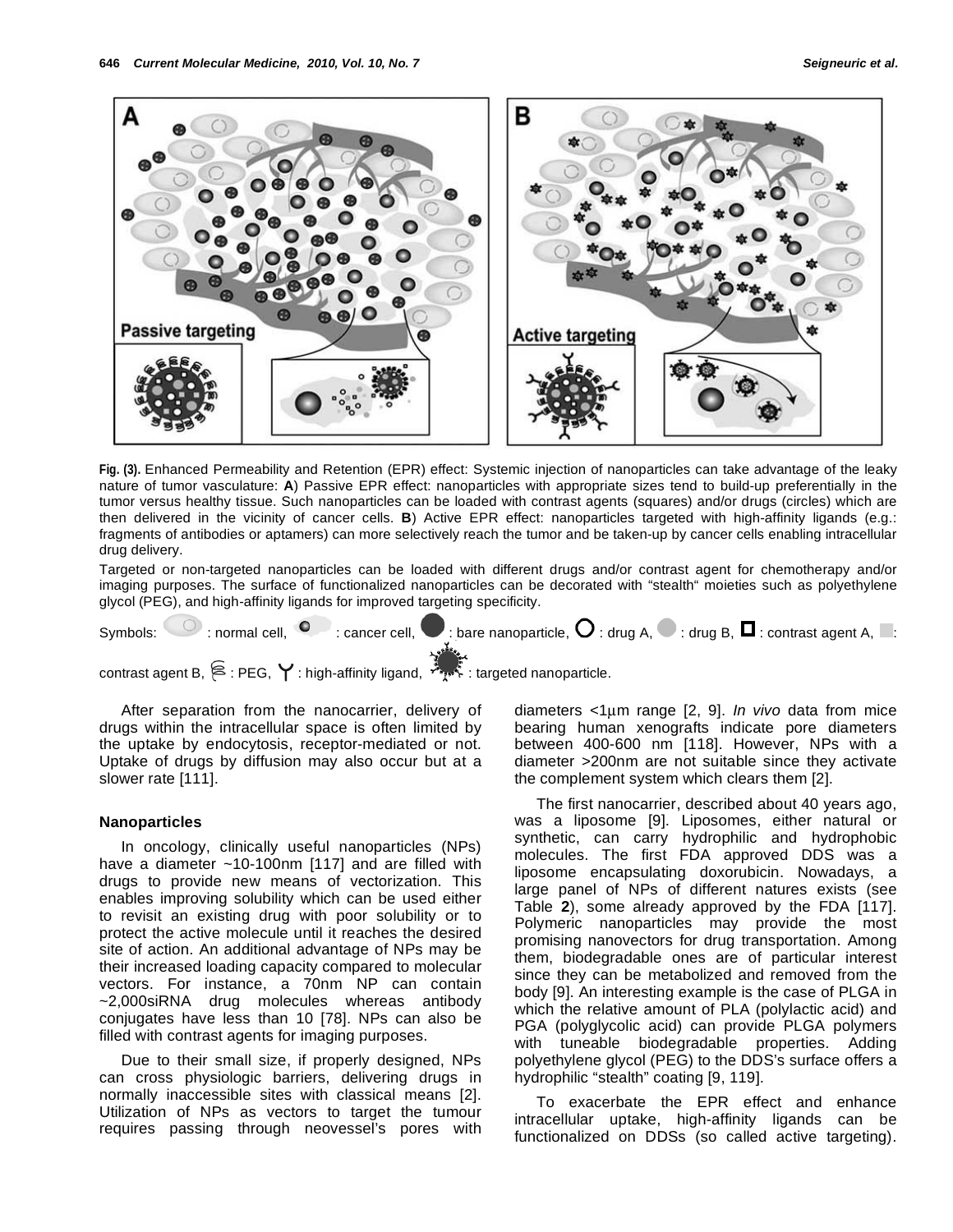**Fig. (3).** Enhanced Permeability and Retention (EPR) effect: Systemic injection of nanoparticles can take advantage of the leaky nature of tumor vasculature: **A**) Passive EPR effect: nanoparticles with appropriate sizes tend to build-up preferentially in the tumor versus healthy tissue. Such nanoparticles can be loaded with contrast agents (squares) and/or drugs (circles) which are then delivered in the vicinity of cancer cells. **B**) Active EPR effect: nanoparticles targeted with high-affinity ligands (e.g.: fragments of antibodies or aptamers) can more selectively reach the tumor and be taken-up by cancer cells enabling intracellular drug delivery.

Targeted or non-targeted nanoparticles can be loaded with different drugs and/or contrast agent for chemotherapy and/or imaging purposes. The surface of functionalized nanoparticles can be decorated with "stealth" moieties such as polyethylene glycol (PEG), and high-affinity ligands for improved targeting specificity.

Symbols: : normal cell, : cancer cell, : bare nanoparticle, : drug A, : drug B, : contrast agent A, : contrast agent B, : PEG, : high-affinity ligand, : targeted nanoparticle.

After separation from the nanocarrier, delivery of drugs within the intracellular space is often limited by the uptake by endocytosis, receptor-mediated or not. Uptake of drugs by diffusion may also occur but at a slower rate [111].

### Nanoparticles

In oncology, clinically useful nanoparticles (NPs) have a diameter ~10-100nm [117] and are filled with drugs to provide new means of vectorization. This enables improving solubility which can be used either to revisit an existing drug with poor solubility or to protect the active molecule until it reaches the desired site of action. An additional advantage of NPs may be their increased loading capacity compared to molecular vectors. For instance, a 70nm NP can contain ~2,000siRNA drug molecules whereas antibody conjugates have less than 10 [78]. NPs can also be filled with contrast agents for imaging purposes.

Due to their small size, if properly designed, NPs can cross physiologic barriers, delivering drugs in normally inaccessible sites with classical means [2]. Utilization of NPs as vectors to target the tumour requires passing through neovessel's pores with diameters <1μm range [2, 9]. *In vivo* data from mice bearing human xenografts indicate pore diameters between 400-600 nm [118]. However, NPs with a diameter >200nm are not suitable since they activate the complement system which clears them [2].

The first nanocarrier, described about 40 years ago, was a liposome [9]. Liposomes, either natural or synthetic, can carry hydrophilic and hydrophobic molecules. The first FDA approved DDS was a liposome encapsulating doxorubicin. Nowadays, a large panel of NPs of different natures exists (see Table **2**), some already approved by the FDA [117]. Polymeric nanoparticles may provide the most promising nanovectors for drug transportation. Among them, biodegradable ones are of particular interest since they can be metabolized and removed from the body [9]. An interesting example is the case of PLGA in which the relative amount of PLA (polylactic acid) and PGA (polyglycolic acid) can provide PLGA polymers with tuneable biodegradable properties. Adding polyethylene glycol (PEG) to the DDS's surface offers a hydrophilic "stealth" coating [9, 119].

To exacerbate the EPR effect and enhance intracellular uptake, high-affinity ligands can be functionalized on DDSs (so called active targeting).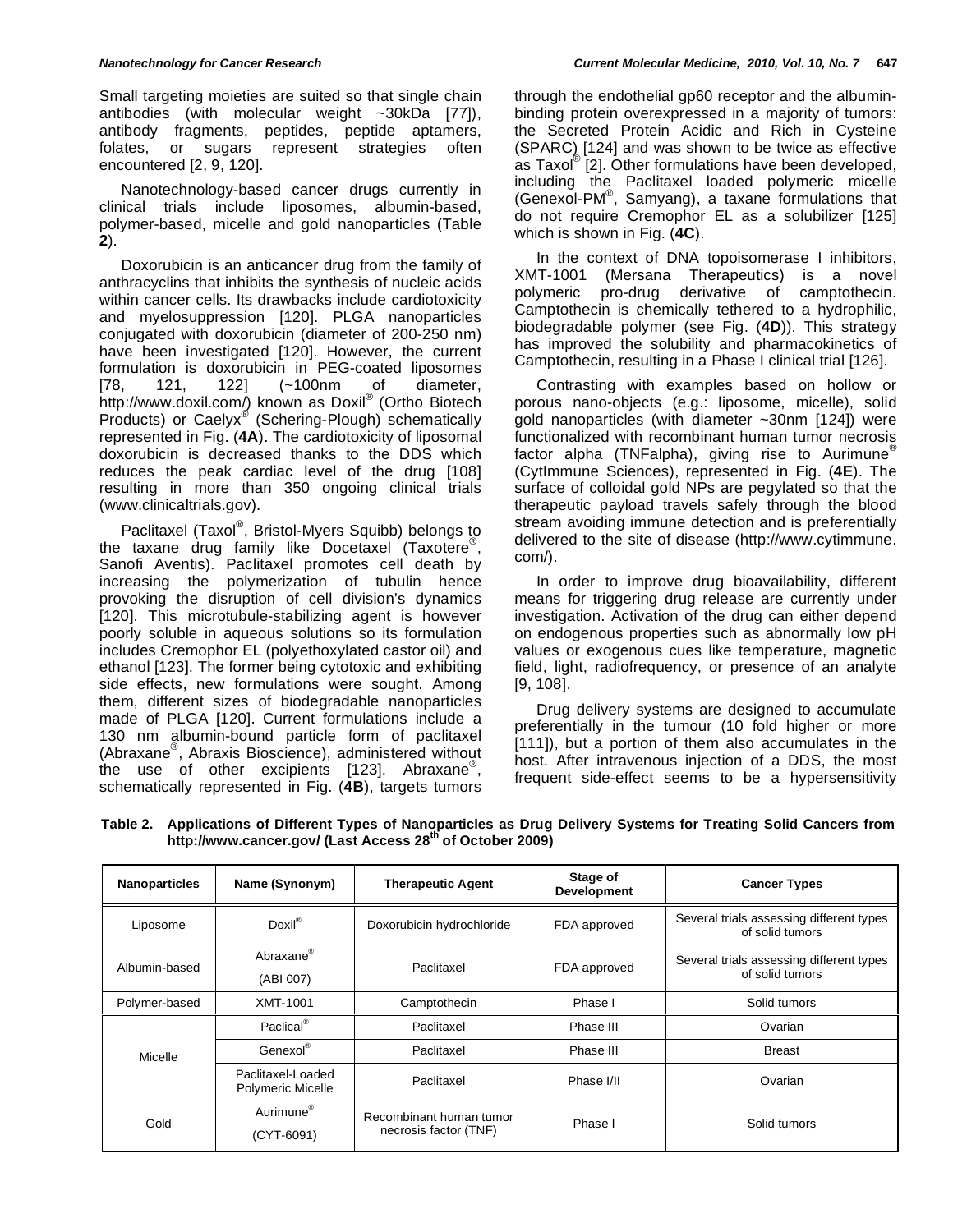Small targeting moieties are suited so that single chain antibodies (with molecular weight ~30kDa [77]), antibody fragments, peptides, peptide aptamers, folates, or sugars represent strategies often encountered [2, 9, 120].

Nanotechnology-based cancer drugs currently in clinical trials include liposomes, albumin-based, polymer-based, micelle and gold nanoparticles (Table **2**).

Doxorubicin is an anticancer drug from the family of anthracyclins that inhibits the synthesis of nucleic acids within cancer cells. Its drawbacks include cardiotoxicity and myelosuppression [120]. PLGA nanoparticles conjugated with doxorubicin (diameter of 200-250 nm) have been investigated [120]. However, the current formulation is doxorubicin in PEG-coated liposomes [78, 121, 122] (~100nm of diameter, http://www.doxil.com/) known as Doxil® (Ortho Biotech Products) or Caelyx® (Schering-Plough) schematically represented in Fig. (**4A**). The cardiotoxicity of liposomal doxorubicin is decreased thanks to the DDS which reduces the peak cardiac level of the drug [108] resulting in more than 350 ongoing clinical trials (www.clinicaltrials.gov).

Paclitaxel (Taxol®, Bristol-Myers Squibb) belongs to the taxane drug family like Docetaxel (Taxotere®, Sanofi Aventis). Paclitaxel promotes cell death by increasing the polymerization of tubulin hence provoking the disruption of cell division's dynamics [120]. This microtubule-stabilizing agent is however poorly soluble in aqueous solutions so its formulation includes Cremophor EL (polyethoxylated castor oil) and ethanol [123]. The former being cytotoxic and exhibiting side effects, new formulations were sought. Among them, different sizes of biodegradable nanoparticles made of PLGA [120]. Current formulations include a 130 nm albumin-bound particle form of paclitaxel (Abraxane®, Abraxis Bioscience), administered without the use of other excipients [123]. Abraxane®, schematically represented in Fig. (**4B**), targets tumors through the endothelial gp60 receptor and the albumin-binding protein overexpressed in a majority of tumors: the Secreted Protein Acidic and Rich in Cysteine (SPARC) [124] and was shown to be twice as effective as Taxol® [2]. Other formulations have been developed, including the Paclitaxel loaded polymeric micelle (Genexol-PM®, Samyang), a taxane formulations that do not require Cremophor EL as a solubilizer [125] which is shown in Fig. (**4C**).

In the context of DNA topoisomerase I inhibitors, XMT-1001 (Mersana Therapeutics) is a novel polymeric pro-drug derivative of camptothecin. Camptothecin is chemically tethered to a hydrophilic, biodegradable polymer (see Fig. (**4D**)). This strategy has improved the solubility and pharmacokinetics of Camptothecin, resulting in a Phase I clinical trial [126].

Contrasting with examples based on hollow or porous nano-objects (e.g.: liposome, micelle), solid gold nanoparticles (with diameter ~30nm [124]) were functionalized with recombinant human tumor necrosis factor alpha (TNFalpha), giving rise to Aurimune® (CytImmune Sciences), represented in Fig. (**4E**). The surface of colloidal gold NPs are pegylated so that the therapeutic payload travels safely through the blood stream avoiding immune detection and is preferentially delivered to the site of disease (http://www.cytimmune.com/).

In order to improve drug bioavailability, different means for triggering drug release are currently under investigation. Activation of the drug can either depend on endogenous properties such as abnormally low pH values or exogenous cues like temperature, magnetic field, light, radiofrequency, or presence of an analyte [9, 108].

Drug delivery systems are designed to accumulate preferentially in the tumour (10 fold higher or more [111]), but a portion of them also accumulates in the host. After intravenous injection of a DDS, the most frequent side-effect seems to be a hypersensitivity

**Table 2. Applications of Different Types of Nanoparticles as Drug Delivery Systems for Treating Solid Cancers from http://www.cancer.gov/ (Last Access 28th of October 2009)**

| Nanoparticles | Name (Synonym) | Therapeutic Agent | Stage of Development | Cancer Types |
|---|---|---|---|---|
| Liposome | Doxil® | Doxorubicin hydrochloride | FDA approved | Several trials assessing different types of solid tumors |
| Albumin-based | Abraxane® (ABI 007) | Paclitaxel | FDA approved | Several trials assessing different types of solid tumors |
| Polymer-based | XMT-1001 | Camptothecin | Phase I | Solid tumors |
| Micelle | Paclical® | Paclitaxel | Phase III | Ovarian |
| | Genexol® | Paclitaxel | Phase III | Breast |
| | Paclitaxel-Loaded Polymeric Micelle | Paclitaxel | Phase I/II | Ovarian |
| Gold | Aurimune® (CYT-6091) | Recombinant human tumor necrosis factor (TNF) | Phase I | Solid tumors |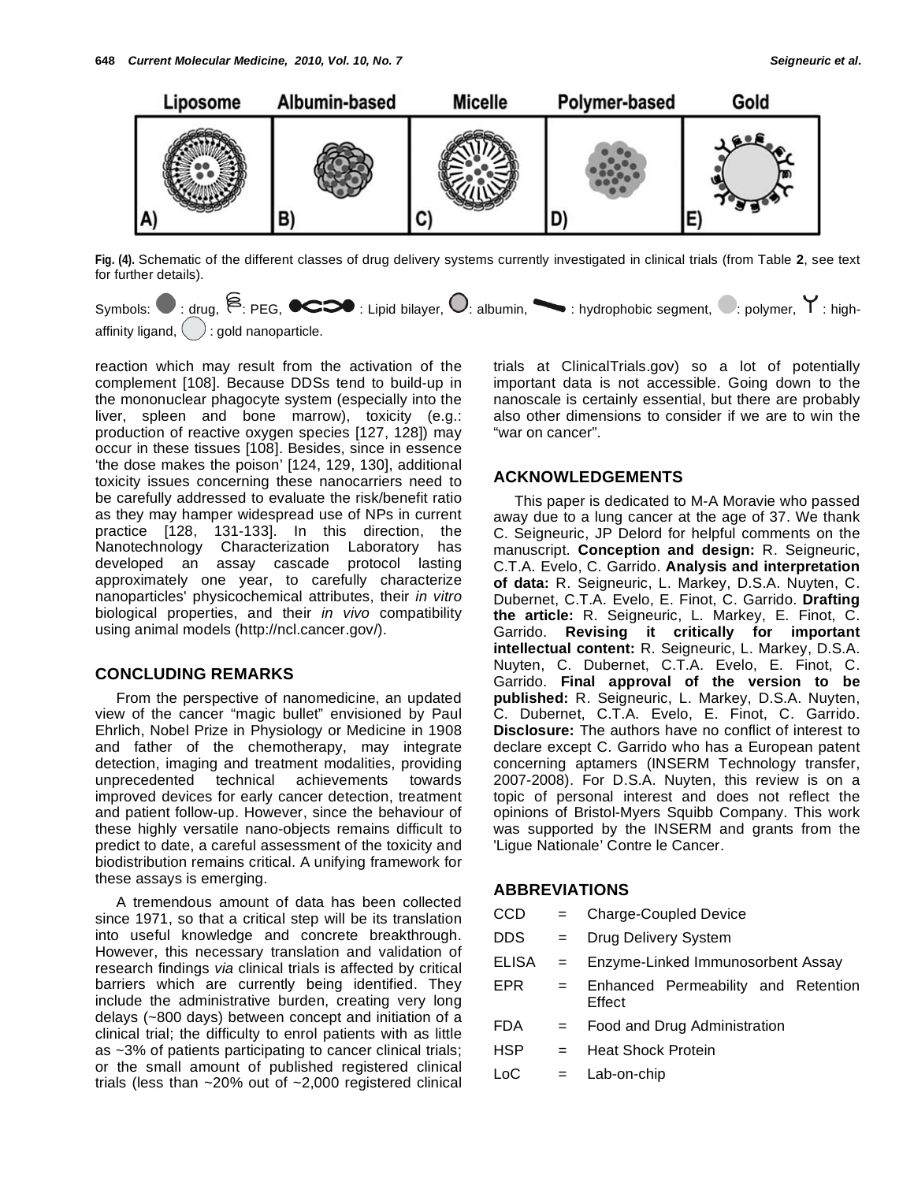Fig. (4). Schematic of the different classes of drug delivery systems currently investigated in clinical trials (from Table **2**, see text for further details).

Symbols: : drug, : PEG, : Lipid bilayer, : albumin, : hydrophobic segment, : polymer, : high-affinity ligand, : gold nanoparticle.

reaction which may result from the activation of the complement [108]. Because DDSs tend to build-up in the mononuclear phagocyte system (especially into the liver, spleen and bone marrow), toxicity (e.g.: production of reactive oxygen species [127, 128]) may occur in these tissues [108]. Besides, since in essence 'the dose makes the poison' [124, 129, 130], additional toxicity issues concerning these nanocarriers need to be carefully addressed to evaluate the risk/benefit ratio as they may hamper widespread use of NPs in current practice [128, 131-133]. In this direction, the Nanotechnology Characterization Laboratory has developed an assay cascade protocol lasting approximately one year, to carefully characterize nanoparticles' physicochemical attributes, their *in vitro* biological properties, and their *in vivo* compatibility using animal models (http://ncl.cancer.gov/).

## CONCLUDING REMARKS

From the perspective of nanomedicine, an updated view of the cancer "magic bullet" envisioned by Paul Ehrlich, Nobel Prize in Physiology or Medicine in 1908 and father of the chemotherapy, may integrate detection, imaging and treatment modalities, providing unprecedented technical achievements towards improved devices for early cancer detection, treatment and patient follow-up. However, since the behaviour of these highly versatile nano-objects remains difficult to predict to date, a careful assessment of the toxicity and biodistribution remains critical. A unifying framework for these assays is emerging.

A tremendous amount of data has been collected since 1971, so that a critical step will be its translation into useful knowledge and concrete breakthrough. However, this necessary translation and validation of research findings *via* clinical trials is affected by critical barriers which are currently being identified. They include the administrative burden, creating very long delays (~800 days) between concept and initiation of a clinical trial; the difficulty to enrol patients with as little as ~3% of patients participating to cancer clinical trials; or the small amount of published registered clinical trials (less than ~20% out of ~2,000 registered clinical trials at ClinicalTrials.gov) so a lot of potentially important data is not accessible. Going down to the nanoscale is certainly essential, but there are probably also other dimensions to consider if we are to win the "war on cancer".

## ACKNOWLEDGEMENTS

This paper is dedicated to M-A Moravie who passed away due to a lung cancer at the age of 37. We thank C. Seigneuric, JP Delord for helpful comments on the manuscript. **Conception and design:** R. Seigneuric, C.T.A. Evelo, C. Garrido. **Analysis and interpretation of data:** R. Seigneuric, L. Markey, D.S.A. Nuyten, C. Dubernet, C.T.A. Evelo, E. Finot, C. Garrido. **Drafting the article:** R. Seigneuric, L. Markey, E. Finot, C. Garrido. **Revising it critically for important intellectual content:** R. Seigneuric, L. Markey, D.S.A. Nuyten, C. Dubernet, C.T.A. Evelo, E. Finot, C. Garrido. **Final approval of the version to be published:** R. Seigneuric, L. Markey, D.S.A. Nuyten, C. Dubernet, C.T.A. Evelo, E. Finot, C. Garrido. **Disclosure:** The authors have no conflict of interest to declare except C. Garrido who has a European patent concerning aptamers (INSERM Technology transfer, 2007-2008). For D.S.A. Nuyten, this review is on a topic of personal interest and does not reflect the opinions of Bristol-Myers Squibb Company. This work was supported by the INSERM and grants from the 'Ligue Nationale' Contre le Cancer.

## ABBREVIATIONS

| | | |
|---|---|---|
| CCD | = | Charge-Coupled Device |
| DDS | = | Drug Delivery System |
| ELISA | = | Enzyme-Linked Immunosorbent Assay |
| EPR | = | Enhanced Permeability and Retention Effect |
| FDA | = | Food and Drug Administration |
| HSP | = | Heat Shock Protein |
| LoC | = | Lab-on-chip |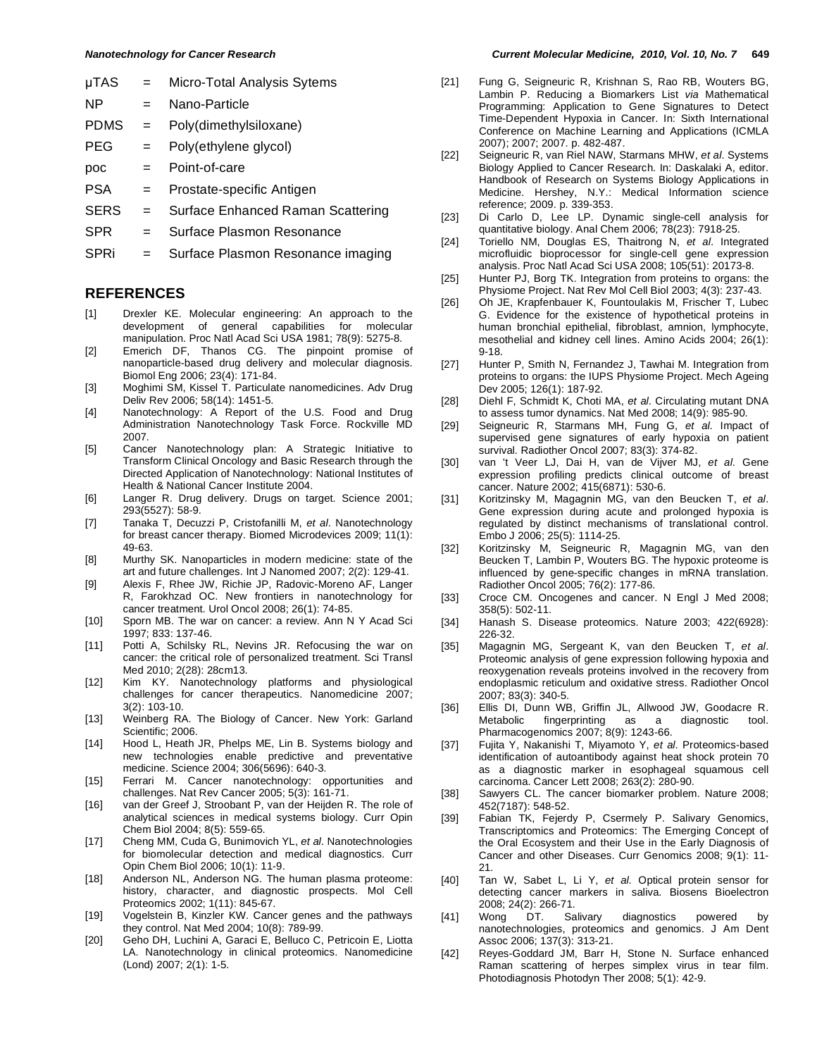µTAS = Micro-Total Analysis Sytems

NP = Nano-Particle

PDMS = Poly(dimethylsiloxane)

PEG = Poly(ethylene glycol)

poc = Point-of-care

PSA = Prostate-specific Antigen

SERS = Surface Enhanced Raman Scattering

SPR = Surface Plasmon Resonance

SPRi = Surface Plasmon Resonance imaging

## REFERENCES

[1] Drexler KE. Molecular engineering: An approach to the development of general capabilities for molecular manipulation. Proc Natl Acad Sci USA 1981; 78(9): 5275-8.

[2] Emerich DF, Thanos CG. The pinpoint promise of nanoparticle-based drug delivery and molecular diagnosis. Biomol Eng 2006; 23(4): 171-84.

[3] Moghimi SM, Kissel T. Particulate nanomedicines. Adv Drug Deliv Rev 2006; 58(14): 1451-5.

[4] Nanotechnology: A Report of the U.S. Food and Drug Administration Nanotechnology Task Force. Rockville MD 2007.

[5] Cancer Nanotechnology plan: A Strategic Initiative to Transform Clinical Oncology and Basic Research through the Directed Application of Nanotechnology: National Institutes of Health & National Cancer Institute 2004.

[6] Langer R. Drug delivery. Drugs on target. Science 2001; 293(5527): 58-9.

[7] Tanaka T, Decuzzi P, Cristofanilli M, *et al*. Nanotechnology for breast cancer therapy. Biomed Microdevices 2009; 11(1): 49-63.

[8] Murthy SK. Nanoparticles in modern medicine: state of the art and future challenges. Int J Nanomed 2007; 2(2): 129-41.

[9] Alexis F, Rhee JW, Richie JP, Radovic-Moreno AF, Langer R, Farokhzad OC. New frontiers in nanotechnology for cancer treatment. Urol Oncol 2008; 26(1): 74-85.

[10] Sporn MB. The war on cancer: a review. Ann N Y Acad Sci 1997; 833: 137-46.

[11] Potti A, Schilsky RL, Nevins JR. Refocusing the war on cancer: the critical role of personalized treatment. Sci Transl Med 2010; 2(28): 28cm13.

[12] Kim KY. Nanotechnology platforms and physiological challenges for cancer therapeutics. Nanomedicine 2007; 3(2): 103-10.

[13] Weinberg RA. The Biology of Cancer. New York: Garland Scientific; 2006.

[14] Hood L, Heath JR, Phelps ME, Lin B. Systems biology and new technologies enable predictive and preventative medicine. Science 2004; 306(5696): 640-3.

[15] Ferrari M. Cancer nanotechnology: opportunities and challenges. Nat Rev Cancer 2005; 5(3): 161-71.

[16] van der Greef J, Stroobant P, van der Heijden R. The role of analytical sciences in medical systems biology. Curr Opin Chem Biol 2004; 8(5): 559-65.

[17] Cheng MM, Cuda G, Bunimovich YL, *et al*. Nanotechnologies for biomolecular detection and medical diagnostics. Curr Opin Chem Biol 2006; 10(1): 11-9.

[18] Anderson NL, Anderson NG. The human plasma proteome: history, character, and diagnostic prospects. Mol Cell Proteomics 2002; 1(11): 845-67.

[19] Vogelstein B, Kinzler KW. Cancer genes and the pathways they control. Nat Med 2004; 10(8): 789-99.

[20] Geho DH, Luchini A, Garaci E, Belluco C, Petricoin E, Liotta LA. Nanotechnology in clinical proteomics. Nanomedicine (Lond) 2007; 2(1): 1-5.

[21] Fung G, Seigneuric R, Krishnan S, Rao RB, Wouters BG, Lambin P. Reducing a Biomarkers List *via* Mathematical Programming: Application to Gene Signatures to Detect Time-Dependent Hypoxia in Cancer. In: Sixth International Conference on Machine Learning and Applications (ICMLA 2007); 2007; 2007. p. 482-487.

[22] Seigneuric R, van Riel NAW, Starmans MHW, *et al*. Systems Biology Applied to Cancer Research. In: Daskalaki A, editor. Handbook of Research on Systems Biology Applications in Medicine. Hershey, N.Y.: Medical Information science reference; 2009. p. 339-353.

[23] Di Carlo D, Lee LP. Dynamic single-cell analysis for quantitative biology. Anal Chem 2006; 78(23): 7918-25.

[24] Toriello NM, Douglas ES, Thaitrong N, *et al*. Integrated microfluidic bioprocessor for single-cell gene expression analysis. Proc Natl Acad Sci USA 2008; 105(51): 20173-8.

[25] Hunter PJ, Borg TK. Integration from proteins to organs: the Physiome Project. Nat Rev Mol Cell Biol 2003; 4(3): 237-43.

[26] Oh JE, Krapfenbauer K, Fountoulakis M, Frischer T, Lubec G. Evidence for the existence of hypothetical proteins in human bronchial epithelial, fibroblast, amnion, lymphocyte, mesothelial and kidney cell lines. Amino Acids 2004; 26(1): 9-18.

[27] Hunter P, Smith N, Fernandez J, Tawhai M. Integration from proteins to organs: the IUPS Physiome Project. Mech Ageing Dev 2005; 126(1): 187-92.

[28] Diehl F, Schmidt K, Choti MA, *et al*. Circulating mutant DNA to assess tumor dynamics. Nat Med 2008; 14(9): 985-90.

[29] Seigneuric R, Starmans MH, Fung G, *et al*. Impact of supervised gene signatures of early hypoxia on patient survival. Radiother Oncol 2007; 83(3): 374-82.

[30] van 't Veer LJ, Dai H, van de Vijver MJ, *et al*. Gene expression profiling predicts clinical outcome of breast cancer. Nature 2002; 415(6871): 530-6.

[31] Koritzinsky M, Magagnin MG, van den Beucken T, *et al*. Gene expression during acute and prolonged hypoxia is regulated by distinct mechanisms of translational control. Embo J 2006; 25(5): 1114-25.

[32] Koritzinsky M, Seigneuric R, Magagnin MG, van den Beucken T, Lambin P, Wouters BG. The hypoxic proteome is influenced by gene-specific changes in mRNA translation. Radiother Oncol 2005; 76(2): 177-86.

[33] Croce CM. Oncogenes and cancer. N Engl J Med 2008; 358(5): 502-11.

[34] Hanash S. Disease proteomics. Nature 2003; 422(6928): 226-32.

[35] Magagnin MG, Sergeant K, van den Beucken T, *et al*. Proteomic analysis of gene expression following hypoxia and reoxygenation reveals proteins involved in the recovery from endoplasmic reticulum and oxidative stress. Radiother Oncol 2007; 83(3): 340-5.

[36] Ellis DI, Dunn WB, Griffin JL, Allwood JW, Goodacre R. Metabolic fingerprinting as a diagnostic tool. Pharmacogenomics 2007; 8(9): 1243-66.

[37] Fujita Y, Nakanishi T, Miyamoto Y, *et al*. Proteomics-based identification of autoantibody against heat shock protein 70 as a diagnostic marker in esophageal squamous cell carcinoma. Cancer Lett 2008; 263(2): 280-90.

[38] Sawyers CL. The cancer biomarker problem. Nature 2008; 452(7187): 548-52.

[39] Fabian TK, Fejerdy P, Csermely P. Salivary Genomics, Transcriptomics and Proteomics: The Emerging Concept of the Oral Ecosystem and their Use in the Early Diagnosis of Cancer and other Diseases. Curr Genomics 2008; 9(1): 11-21.

[40] Tan W, Sabet L, Li Y, *et al*. Optical protein sensor for detecting cancer markers in saliva. Biosens Bioelectron 2008; 24(2): 266-71.

[41] Wong DT. Salivary diagnostics powered by nanotechnologies, proteomics and genomics. J Am Dent Assoc 2006; 137(3): 313-21.

[42] Reyes-Goddard JM, Barr H, Stone N. Surface enhanced Raman scattering of herpes simplex virus in tear film. Photodiagnosis Photodyn Ther 2008; 5(1): 42-9.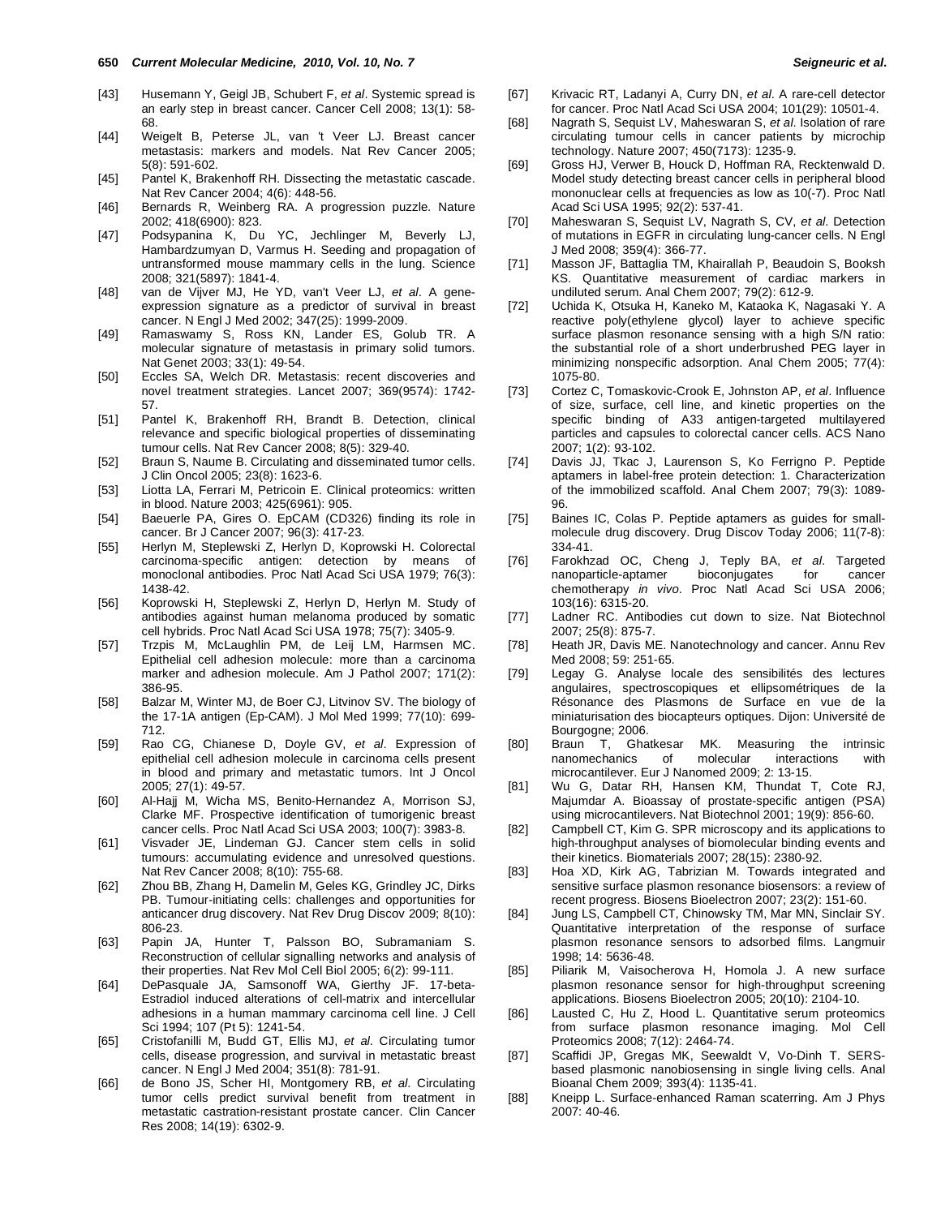[43] Husemann Y, Geigl JB, Schubert F, *et al*. Systemic spread is an early step in breast cancer. Cancer Cell 2008; 13(1): 58-68.

[44] Weigelt B, Peterse JL, van 't Veer LJ. Breast cancer metastasis: markers and models. Nat Rev Cancer 2005; 5(8): 591-602.

[45] Pantel K, Brakenhoff RH. Dissecting the metastatic cascade. Nat Rev Cancer 2004; 4(6): 448-56.

[46] Bernards R, Weinberg RA. A progression puzzle. Nature 2002; 418(6900): 823.

[47] Podsypanina K, Du YC, Jechlinger M, Beverly LJ, Hambardzumyan D, Varmus H. Seeding and propagation of untransformed mouse mammary cells in the lung. Science 2008; 321(5897): 1841-4.

[48] van de Vijver MJ, He YD, van't Veer LJ, *et al*. A gene-expression signature as a predictor of survival in breast cancer. N Engl J Med 2002; 347(25): 1999-2009.

[49] Ramaswamy S, Ross KN, Lander ES, Golub TR. A molecular signature of metastasis in primary solid tumors. Nat Genet 2003; 33(1): 49-54.

[50] Eccles SA, Welch DR. Metastasis: recent discoveries and novel treatment strategies. Lancet 2007; 369(9574): 1742-57.

[51] Pantel K, Brakenhoff RH, Brandt B. Detection, clinical relevance and specific biological properties of disseminating tumour cells. Nat Rev Cancer 2008; 8(5): 329-40.

[52] Braun S, Naume B. Circulating and disseminated tumor cells. J Clin Oncol 2005; 23(8): 1623-6.

[53] Liotta LA, Ferrari M, Petricoin E. Clinical proteomics: written in blood. Nature 2003; 425(6961): 905.

[54] Baeuerle PA, Gires O. EpCAM (CD326) finding its role in cancer. Br J Cancer 2007; 96(3): 417-23.

[55] Herlyn M, Steplewski Z, Herlyn D, Koprowski H. Colorectal carcinoma-specific antigen: detection by means of monoclonal antibodies. Proc Natl Acad Sci USA 1979; 76(3): 1438-42.

[56] Koprowski H, Steplewski Z, Herlyn D, Herlyn M. Study of antibodies against human melanoma produced by somatic cell hybrids. Proc Natl Acad Sci USA 1978; 75(7): 3405-9.

[57] Trzpis M, McLaughlin PM, de Leij LM, Harmsen MC. Epithelial cell adhesion molecule: more than a carcinoma marker and adhesion molecule. Am J Pathol 2007; 171(2): 386-95.

[58] Balzar M, Winter MJ, de Boer CJ, Litvinov SV. The biology of the 17-1A antigen (Ep-CAM). J Mol Med 1999; 77(10): 699-712.

[59] Rao CG, Chianese D, Doyle GV, *et al*. Expression of epithelial cell adhesion molecule in carcinoma cells present in blood and primary and metastatic tumors. Int J Oncol 2005; 27(1): 49-57.

[60] Al-Hajj M, Wicha MS, Benito-Hernandez A, Morrison SJ, Clarke MF. Prospective identification of tumorigenic breast cancer cells. Proc Natl Acad Sci USA 2003; 100(7): 3983-8.

[61] Visvader JE, Lindeman GJ. Cancer stem cells in solid tumours: accumulating evidence and unresolved questions. Nat Rev Cancer 2008; 8(10): 755-68.

[62] Zhou BB, Zhang H, Damelin M, Geles KG, Grindley JC, Dirks PB. Tumour-initiating cells: challenges and opportunities for anticancer drug discovery. Nat Rev Drug Discov 2009; 8(10): 806-23.

[63] Papin JA, Hunter T, Palsson BO, Subramaniam S. Reconstruction of cellular signalling networks and analysis of their properties. Nat Rev Mol Cell Biol 2005; 6(2): 99-111.

[64] DePasquale JA, Samsonoff WA, Gierthy JF. 17-beta-Estradiol induced alterations of cell-matrix and intercellular adhesions in a human mammary carcinoma cell line. J Cell Sci 1994; 107 (Pt 5): 1241-54.

[65] Cristofanilli M, Budd GT, Ellis MJ, *et al*. Circulating tumor cells, disease progression, and survival in metastatic breast cancer. N Engl J Med 2004; 351(8): 781-91.

[66] de Bono JS, Scher HI, Montgomery RB, *et al*. Circulating tumor cells predict survival benefit from treatment in metastatic castration-resistant prostate cancer. Clin Cancer Res 2008; 14(19): 6302-9.

[67] Krivacic RT, Ladanyi A, Curry DN, *et al*. A rare-cell detector for cancer. Proc Natl Acad Sci USA 2004; 101(29): 10501-4.

[68] Nagrath S, Sequist LV, Maheswaran S, *et al*. Isolation of rare circulating tumour cells in cancer patients by microchip technology. Nature 2007; 450(7173): 1235-9.

[69] Gross HJ, Verwer B, Houck D, Hoffman RA, Recktenwald D. Model study detecting breast cancer cells in peripheral blood mononuclear cells at frequencies as low as 10(-7). Proc Natl Acad Sci USA 1995; 92(2): 537-41.

[70] Maheswaran S, Sequist LV, Nagrath S, CV, *et al*. Detection of mutations in EGFR in circulating lung-cancer cells. N Engl J Med 2008; 359(4): 366-77.

[71] Masson JF, Battaglia TM, Khairallah P, Beaudoin S, Booksh KS. Quantitative measurement of cardiac markers in undiluted serum. Anal Chem 2007; 79(2): 612-9.

[72] Uchida K, Otsuka H, Kaneko M, Kataoka K, Nagasaki Y. A reactive poly(ethylene glycol) layer to achieve specific surface plasmon resonance sensing with a high S/N ratio: the substantial role of a short underbrushed PEG layer in minimizing nonspecific adsorption. Anal Chem 2005; 77(4): 1075-80.

[73] Cortez C, Tomaskovic-Crook E, Johnston AP, *et al*. Influence of size, surface, cell line, and kinetic properties on the specific binding of A33 antigen-targeted multilayered particles and capsules to colorectal cancer cells. ACS Nano 2007; 1(2): 93-102.

[74] Davis JJ, Tkac J, Laurenson S, Ko Ferrigno P. Peptide aptamers in label-free protein detection: 1. Characterization of the immobilized scaffold. Anal Chem 2007; 79(3): 1089-96.

[75] Baines IC, Colas P. Peptide aptamers as guides for small-molecule drug discovery. Drug Discov Today 2006; 11(7-8): 334-41.

[76] Farokhzad OC, Cheng J, Teply BA, *et al*. Targeted nanoparticle-aptamer bioconjugates for cancer chemotherapy *in vivo*. Proc Natl Acad Sci USA 2006; 103(16): 6315-20.

[77] Ladner RC. Antibodies cut down to size. Nat Biotechnol 2007; 25(8): 875-7.

[78] Heath JR, Davis ME. Nanotechnology and cancer. Annu Rev Med 2008; 59: 251-65.

[79] Legay G. Analyse locale des sensibilités des lectures angulaires, spectroscopiques et ellipsométriques de la Résonance des Plasmons de Surface en vue de la miniaturisation des biocapteurs optiques. Dijon: Université de Bourgogne; 2006.

[80] Braun T, Ghatkesar MK. Measuring the intrinsic nanomechanics of molecular interactions with microcantilever. Eur J Nanomed 2009; 2: 13-15.

[81] Wu G, Datar RH, Hansen KM, Thundat T, Cote RJ, Majumdar A. Bioassay of prostate-specific antigen (PSA) using microcantilevers. Nat Biotechnol 2001; 19(9): 856-60.

[82] Campbell CT, Kim G. SPR microscopy and its applications to high-throughput analyses of biomolecular binding events and their kinetics. Biomaterials 2007; 28(15): 2380-92.

[83] Hoa XD, Kirk AG, Tabrizian M. Towards integrated and sensitive surface plasmon resonance biosensors: a review of recent progress. Biosens Bioelectron 2007; 23(2): 151-60.

[84] Jung LS, Campbell CT, Chinowsky TM, Mar MN, Sinclair SY. Quantitative interpretation of the response of surface plasmon resonance sensors to adsorbed films. Langmuir 1998; 14: 5636-48.

[85] Piliarik M, Vaisocherova H, Homola J. A new surface plasmon resonance sensor for high-throughput screening applications. Biosens Bioelectron 2005; 20(10): 2104-10.

[86] Lausted C, Hu Z, Hood L. Quantitative serum proteomics from surface plasmon resonance imaging. Mol Cell Proteomics 2008; 7(12): 2464-74.

[87] Scaffidi JP, Gregas MK, Seewaldt V, Vo-Dinh T. SERS-based plasmonic nanobiosensing in single living cells. Anal Bioanal Chem 2009; 393(4): 1135-41.

[88] Kneipp L. Surface-enhanced Raman scaterring. Am J Phys 2007: 40-46.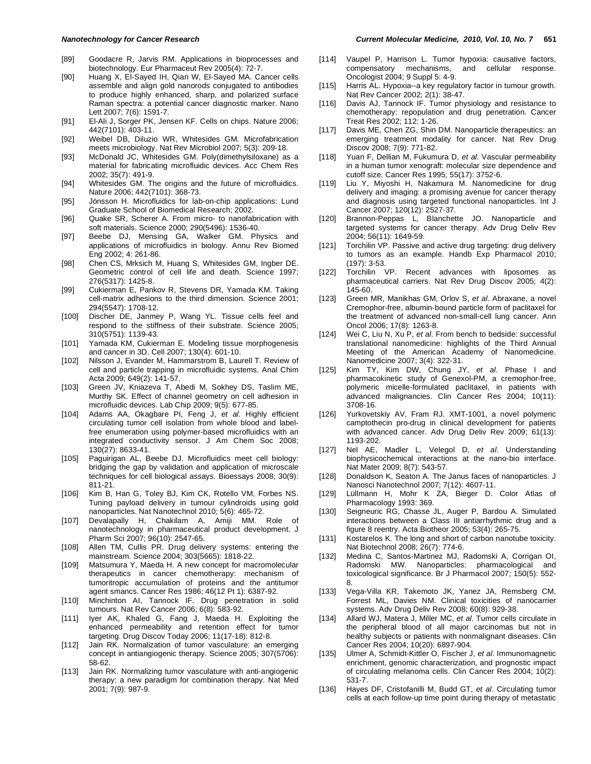[89] Goodacre R, Jarvis RM. Applications in bioprocesses and biotechnology. Eur Pharmaceut Rev 2005(4): 72-7.

[90] Huang X, El-Sayed IH, Qian W, El-Sayed MA. Cancer cells assemble and align gold nanorods conjugated to antibodies to produce highly enhanced, sharp, and polarized surface Raman spectra: a potential cancer diagnostic marker. Nano Lett 2007; 7(6): 1591-7.

[91] El-Ali J, Sorger PK, Jensen KF. Cells on chips. Nature 2006; 442(7101): 403-11.

[92] Weibel DB, Diluzio WR, Whitesides GM. Microfabrication meets microbiology. Nat Rev Microbiol 2007; 5(3): 209-18.

[93] McDonald JC, Whitesides GM. Poly(dimethylsiloxane) as a material for fabricating microfluidic devices. Acc Chem Res 2002; 35(7): 491-9.

[94] Whitesides GM. The origins and the future of microfluidics. Nature 2006; 442(7101): 368-73.

[95] Jönsson H. Microfluidics for lab-on-chip applications: Lund Graduate School of Biomedical Research; 2002.

[96] Quake SR, Scherer A. From micro- to nanofabrication with soft materials. Science 2000; 290(5496): 1536-40.

[97] Beebe DJ, Mensing GA, Walker GM. Physics and applications of microfluidics in biology. Annu Rev Biomed Eng 2002; 4: 261-86.

[98] Chen CS, Mrksich M, Huang S, Whitesides GM, Ingber DE. Geometric control of cell life and death. Science 1997; 276(5317): 1425-8.

[99] Cukierman E, Pankov R, Stevens DR, Yamada KM. Taking cell-matrix adhesions to the third dimension. Science 2001; 294(5547): 1708-12.

[100] Discher DE, Janmey P, Wang YL. Tissue cells feel and respond to the stiffness of their substrate. Science 2005; 310(5751): 1139-43.

[101] Yamada KM, Cukierman E. Modeling tissue morphogenesis and cancer in 3D. Cell 2007; 130(4): 601-10.

[102] Nilsson J, Evander M, Hammarstrom B, Laurell T. Review of cell and particle trapping in microfluidic systems. Anal Chim Acta 2009; 649(2): 141-57.

[103] Green JV, Kniazeva T, Abedi M, Sokhey DS, Taslim ME, Murthy SK. Effect of channel geometry on cell adhesion in microfluidic devices. Lab Chip 2009; 9(5): 677-85.

[104] Adams AA, Okagbare PI, Feng J, *et al*. Highly efficient circulating tumor cell isolation from whole blood and label-free enumeration using polymer-based microfluidics with an integrated conductivity sensor. J Am Chem Soc 2008; 130(27): 8633-41.

[105] Paguirigan AL, Beebe DJ. Microfluidics meet cell biology: bridging the gap by validation and application of microscale techniques for cell biological assays. Bioessays 2008; 30(9): 811-21.

[106] Kim B, Han G, Toley BJ, Kim CK, Rotello VM, Forbes NS. Tuning payload delivery in tumour cylindroids using gold nanoparticles. Nat Nanotechnol 2010; 5(6): 465-72.

[107] Devalapally H, Chakilam A, Amiji MM. Role of nanotechnology in pharmaceutical product development. J Pharm Sci 2007; 96(10): 2547-65.

[108] Allen TM, Cullis PR. Drug delivery systems: entering the mainstream. Science 2004; 303(5665): 1818-22.

[109] Matsumura Y, Maeda H. A new concept for macromolecular therapeutics in cancer chemotherapy: mechanism of tumoritropic accumulation of proteins and the antitumor agent smancs. Cancer Res 1986; 46(12 Pt 1): 6387-92.

[110] Minchinton AI, Tannock IF. Drug penetration in solid tumours. Nat Rev Cancer 2006; 6(8): 583-92.

[111] Iyer AK, Khaled G, Fang J, Maeda H. Exploiting the enhanced permeability and retention effect for tumor targeting. Drug Discov Today 2006; 11(17-18): 812-8.

[112] Jain RK. Normalization of tumor vasculature: an emerging concept in antiangiogenic therapy. Science 2005; 307(5706): 58-62.

[113] Jain RK. Normalizing tumor vasculature with anti-angiogenic therapy: a new paradigm for combination therapy. Nat Med 2001; 7(9): 987-9.

[114] Vaupel P, Harrison L. Tumor hypoxia: causative factors, compensatory mechanisms, and cellular response. Oncologist 2004; 9 Suppl 5: 4-9.

[115] Harris AL. Hypoxia--a key regulatory factor in tumour growth. Nat Rev Cancer 2002; 2(1): 38-47.

[116] Davis AJ, Tannock IF. Tumor physiology and resistance to chemotherapy: repopulation and drug penetration. Cancer Treat Res 2002; 112: 1-26.

[117] Davis ME, Chen ZG, Shin DM. Nanoparticle therapeutics: an emerging treatment modality for cancer. Nat Rev Drug Discov 2008; 7(9): 771-82.

[118] Yuan F, Dellian M, Fukumura D, *et al*. Vascular permeability in a human tumor xenograft: molecular size dependence and cutoff size. Cancer Res 1995; 55(17): 3752-6.

[119] Liu Y, Miyoshi H, Nakamura M. Nanomedicine for drug delivery and imaging: a promising avenue for cancer therapy and diagnosis using targeted functional nanoparticles. Int J Cancer 2007; 120(12): 2527-37.

[120] Brannon-Peppas L, Blanchette JO. Nanoparticle and targeted systems for cancer therapy. Adv Drug Deliv Rev 2004; 56(11): 1649-59.

[121] Torchilin VP. Passive and active drug targeting: drug delivery to tumors as an example. Handb Exp Pharmacol 2010; (197): 3-53.

[122] Torchilin VP. Recent advances with liposomes as pharmaceutical carriers. Nat Rev Drug Discov 2005; 4(2): 145-60.

[123] Green MR, Manikhas GM, Orlov S, *et al*. Abraxane, a novel Cremophor-free, albumin-bound particle form of paclitaxel for the treatment of advanced non-small-cell lung cancer. Ann Oncol 2006; 17(8): 1263-8.

[124] Wei C, Liu N, Xu P, *et al*. From bench to bedside: successful translational nanomedicine: highlights of the Third Annual Meeting of the American Academy of Nanomedicine. Nanomedicine 2007; 3(4): 322-31.

[125] Kim TY, Kim DW, Chung JY, *et al*. Phase I and pharmacokinetic study of Genexol-PM, a cremophor-free, polymeric micelle-formulated paclitaxel, in patients with advanced malignancies. Clin Cancer Res 2004; 10(11): 3708-16.

[126] Yurkovetskiy AV, Fram RJ. XMT-1001, a novel polymeric camptothecin pro-drug in clinical development for patients with advanced cancer. Adv Drug Deliv Rev 2009; 61(13): 1193-202.

[127] Nel AE, Madler L, Velegol D, *et al*. Understanding biophysicochemical interactions at the nano-bio interface. Nat Mater 2009; 8(7): 543-57.

[128] Donaldson K, Seaton A. The Janus faces of nanoparticles. J Nanosci Nanotechnol 2007; 7(12): 4607-11.

[129] Lüllmann H, Mohr K ZA, Bieger D. Color Atlas of Pharmacology 1993: 369.

[130] Seigneuric RG, Chasse JL, Auger P, Bardou A. Simulated interactions between a Class III antiarrhythmic drug and a figure 8 reentry. Acta Biotheor 2005; 53(4): 265-75.

[131] Kostarelos K. The long and short of carbon nanotube toxicity. Nat Biotechnol 2008; 26(7): 774-6.

[132] Medina C, Santos-Martinez MJ, Radomski A, Corrigan OI, Radomski MW. Nanoparticles: pharmacological and toxicological significance. Br J Pharmacol 2007; 150(5): 552-8.

[133] Vega-Villa KR, Takemoto JK, Yanez JA, Remsberg CM, Forrest ML, Davies NM. Clinical toxicities of nanocarrier systems. Adv Drug Deliv Rev 2008; 60(8): 929-38.

[134] Allard WJ, Matera J, Miller MC, *et al*. Tumor cells circulate in the peripheral blood of all major carcinomas but not in healthy subjects or patients with nonmalignant diseases. Clin Cancer Res 2004; 10(20): 6897-904.

[135] Ulmer A, Schmidt-Kittler O, Fischer J, *et al*. Immunomagnetic enrichment, genomic characterization, and prognostic impact of circulating melanoma cells. Clin Cancer Res 2004; 10(2): 531-7.

[136] Hayes DF, Cristofanilli M, Budd GT, *et al*. Circulating tumor cells at each follow-up time point during therapy of metastatic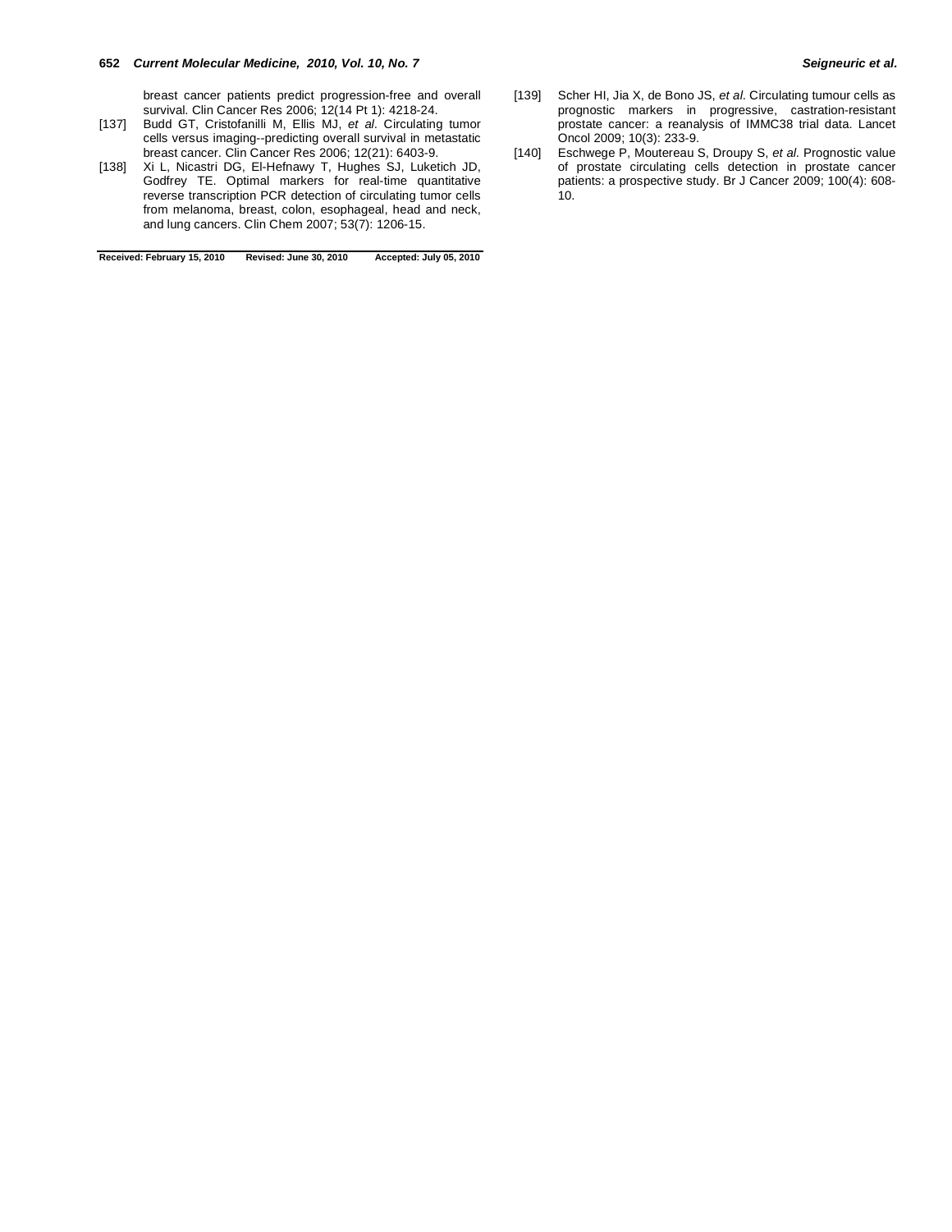breast cancer patients predict progression-free and overall survival. Clin Cancer Res 2006; 12(14 Pt 1): 4218-24.

[137] Budd GT, Cristofanilli M, Ellis MJ, *et al*. Circulating tumor cells versus imaging--predicting overall survival in metastatic breast cancer. Clin Cancer Res 2006; 12(21): 6403-9.

[138] Xi L, Nicastri DG, El-Hefnawy T, Hughes SJ, Luketich JD, Godfrey TE. Optimal markers for real-time quantitative reverse transcription PCR detection of circulating tumor cells from melanoma, breast, colon, esophageal, head and neck, and lung cancers. Clin Chem 2007; 53(7): 1206-15.

[139] Scher HI, Jia X, de Bono JS, *et al*. Circulating tumour cells as prognostic markers in progressive, castration-resistant prostate cancer: a reanalysis of IMMC38 trial data. Lancet Oncol 2009; 10(3): 233-9.

[140] Eschwege P, Moutereau S, Droupy S, *et al*. Prognostic value of prostate circulating cells detection in prostate cancer patients: a prospective study. Br J Cancer 2009; 100(4): 608-10.

**Received: February 15, 2010 Revised: June 30, 2010 Accepted: July 05, 2010**